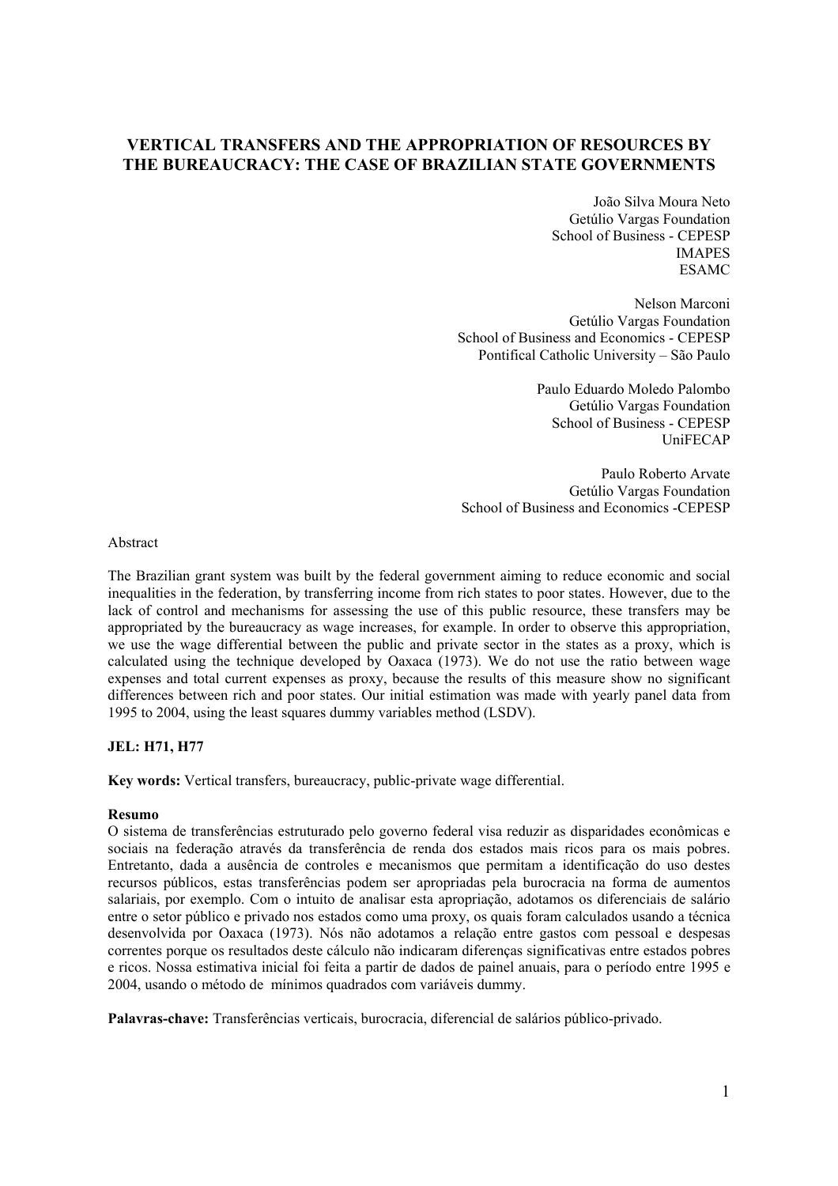# VERTICAL TRANSFERS AND THE APPROPRIATION OF RESOURCES BY THE BUREAUCRACY: THE CASE OF BRAZILIAN STATE GOVERNMENTS

João Silva Moura Neto
Getúlio Vargas Foundation
School of Business - CEPESP
IMAPES
ESAMC

Nelson Marconi
Getúlio Vargas Foundation
School of Business and Economics - CEPESP
Pontifical Catholic University – São Paulo

Paulo Eduardo Moledo Palombo
Getúlio Vargas Foundation
School of Business - CEPESP
UniFECAP

Paulo Roberto Arvate
Getúlio Vargas Foundation
School of Business and Economics -CEPESP

Abstract

The Brazilian grant system was built by the federal government aiming to reduce economic and social inequalities in the federation, by transferring income from rich states to poor states. However, due to the lack of control and mechanisms for assessing the use of this public resource, these transfers may be appropriated by the bureaucracy as wage increases, for example. In order to observe this appropriation, we use the wage differential between the public and private sector in the states as a proxy, which is calculated using the technique developed by Oaxaca (1973). We do not use the ratio between wage expenses and total current expenses as proxy, because the results of this measure show no significant differences between rich and poor states. Our initial estimation was made with yearly panel data from 1995 to 2004, using the least squares dummy variables method (LSDV).

**JEL: H71, H77**

**Key words:** Vertical transfers, bureaucracy, public-private wage differential.

**Resumo**

O sistema de transferências estruturado pelo governo federal visa reduzir as disparidades econômicas e sociais na federação através da transferência de renda dos estados mais ricos para os mais pobres. Entretanto, dada a ausência de controles e mecanismos que permitam a identificação do uso destes recursos públicos, estas transferências podem ser apropriadas pela burocracia na forma de aumentos salariais, por exemplo. Com o intuito de analisar esta apropriação, adotamos os diferenciais de salário entre o setor público e privado nos estados como uma proxy, os quais foram calculados usando a técnica desenvolvida por Oaxaca (1973). Nós não adotamos a relação entre gastos com pessoal e despesas correntes porque os resultados deste cálculo não indicaram diferenças significativas entre estados pobres e ricos. Nossa estimativa inicial foi feita a partir de dados de painel anuais, para o período entre 1995 e 2004, usando o método de mínimos quadrados com variáveis dummy.

**Palavras-chave:** Transferências verticais, burocracia, diferencial de salários público-privado.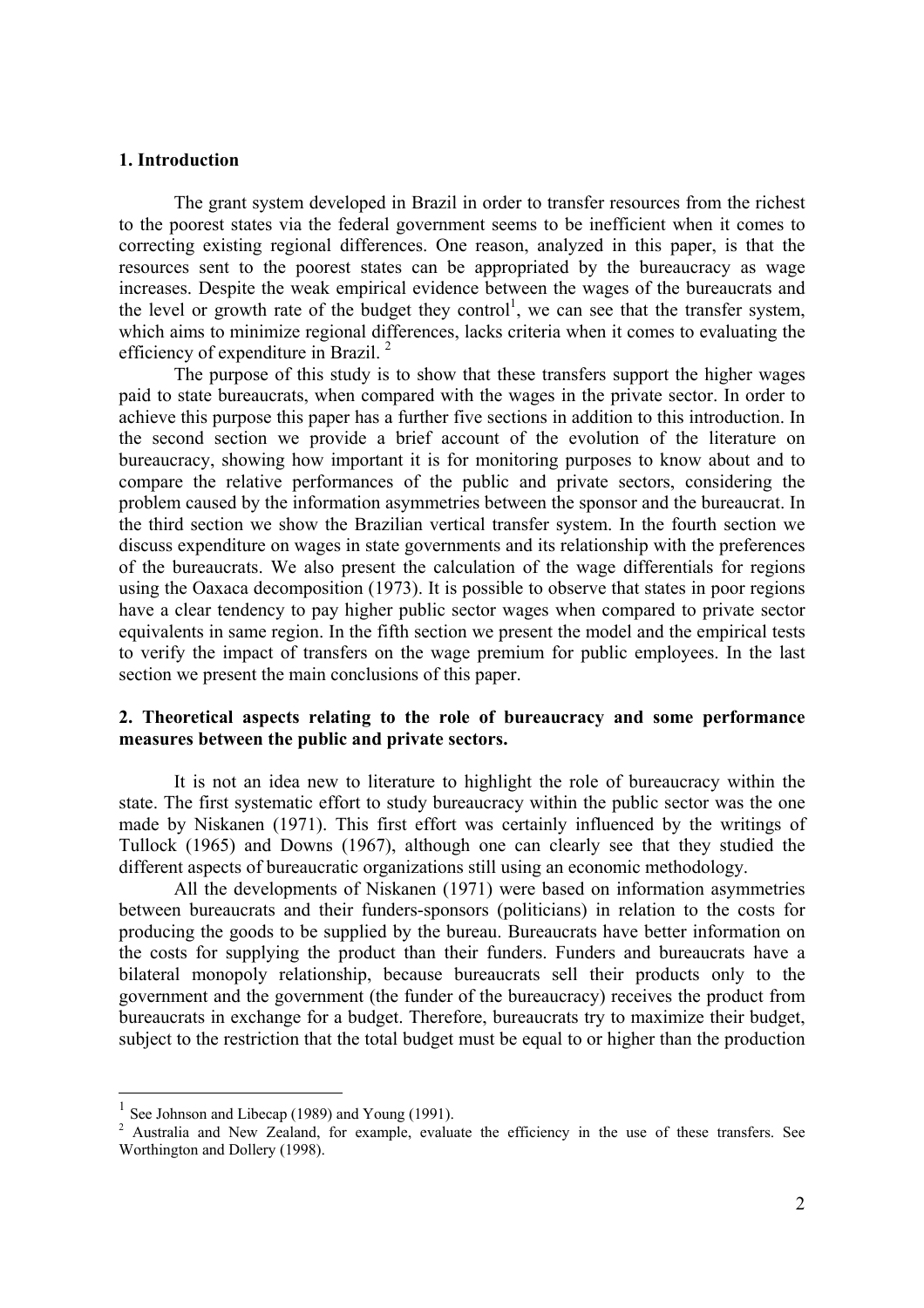## 1. Introduction

The grant system developed in Brazil in order to transfer resources from the richest to the poorest states via the federal government seems to be inefficient when it comes to correcting existing regional differences. One reason, analyzed in this paper, is that the resources sent to the poorest states can be appropriated by the bureaucracy as wage increases. Despite the weak empirical evidence between the wages of the bureaucrats and the level or growth rate of the budget they control[1], we can see that the transfer system, which aims to minimize regional differences, lacks criteria when it comes to evaluating the efficiency of expenditure in Brazil. [2]

The purpose of this study is to show that these transfers support the higher wages paid to state bureaucrats, when compared with the wages in the private sector. In order to achieve this purpose this paper has a further five sections in addition to this introduction. In the second section we provide a brief account of the evolution of the literature on bureaucracy, showing how important it is for monitoring purposes to know about and to compare the relative performances of the public and private sectors, considering the problem caused by the information asymmetries between the sponsor and the bureaucrat. In the third section we show the Brazilian vertical transfer system. In the fourth section we discuss expenditure on wages in state governments and its relationship with the preferences of the bureaucrats. We also present the calculation of the wage differentials for regions using the Oaxaca decomposition (1973). It is possible to observe that states in poor regions have a clear tendency to pay higher public sector wages when compared to private sector equivalents in same region. In the fifth section we present the model and the empirical tests to verify the impact of transfers on the wage premium for public employees. In the last section we present the main conclusions of this paper.

## 2. Theoretical aspects relating to the role of bureaucracy and some performance measures between the public and private sectors.

It is not an idea new to literature to highlight the role of bureaucracy within the state. The first systematic effort to study bureaucracy within the public sector was the one made by Niskanen (1971). This first effort was certainly influenced by the writings of Tullock (1965) and Downs (1967), although one can clearly see that they studied the different aspects of bureaucratic organizations still using an economic methodology.

All the developments of Niskanen (1971) were based on information asymmetries between bureaucrats and their funders-sponsors (politicians) in relation to the costs for producing the goods to be supplied by the bureau. Bureaucrats have better information on the costs for supplying the product than their funders. Funders and bureaucrats have a bilateral monopoly relationship, because bureaucrats sell their products only to the government and the government (the funder of the bureaucracy) receives the product from bureaucrats in exchange for a budget. Therefore, bureaucrats try to maximize their budget, subject to the restriction that the total budget must be equal to or higher than the production

---

[1] See Johnson and Libecap (1989) and Young (1991).

[2] Australia and New Zealand, for example, evaluate the efficiency in the use of these transfers. See Worthington and Dollery (1998).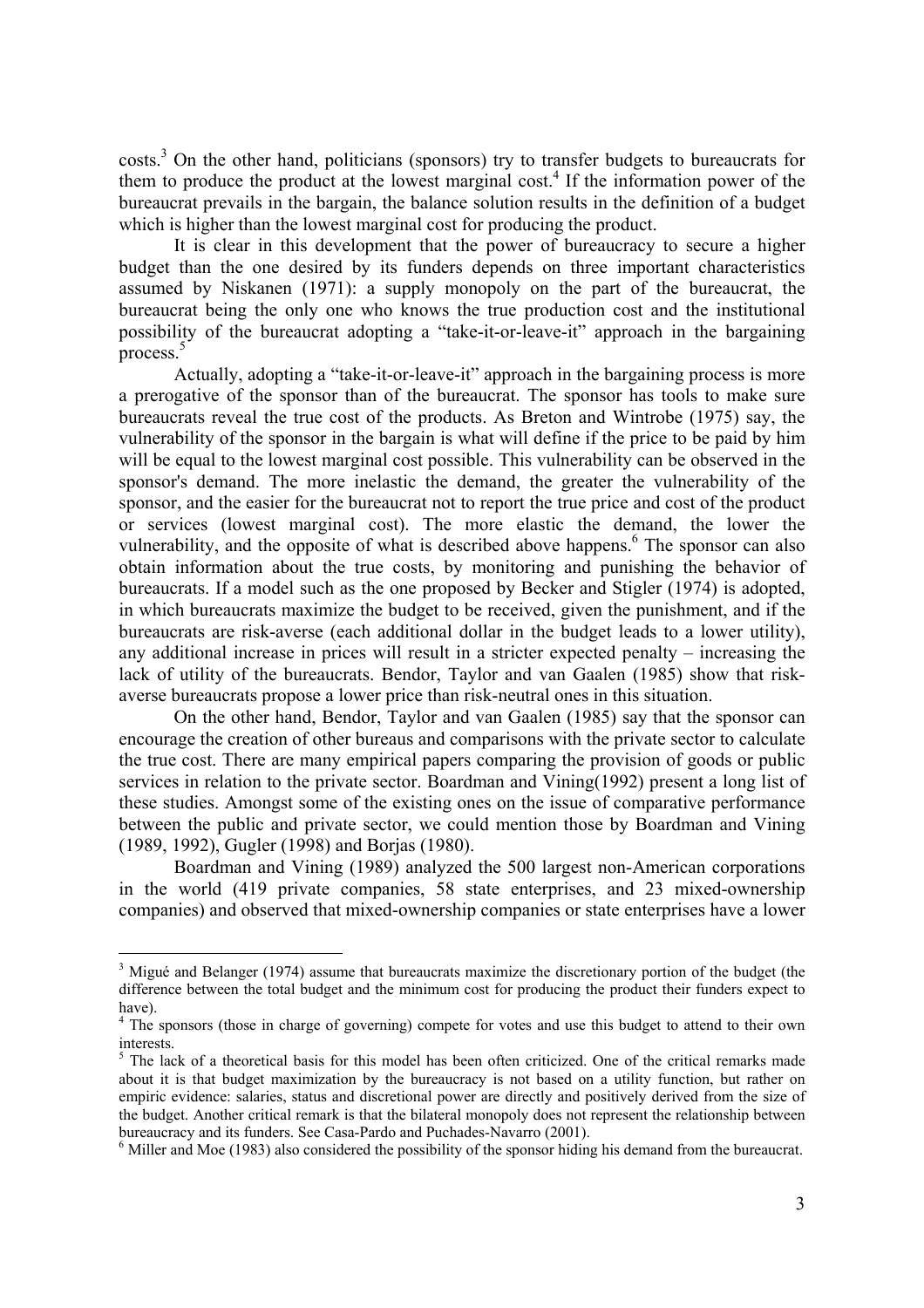costs.[3] On the other hand, politicians (sponsors) try to transfer budgets to bureaucrats for them to produce the product at the lowest marginal cost.[4] If the information power of the bureaucrat prevails in the bargain, the balance solution results in the definition of a budget which is higher than the lowest marginal cost for producing the product.

It is clear in this development that the power of bureaucracy to secure a higher budget than the one desired by its funders depends on three important characteristics assumed by Niskanen (1971): a supply monopoly on the part of the bureaucrat, the bureaucrat being the only one who knows the true production cost and the institutional possibility of the bureaucrat adopting a "take-it-or-leave-it" approach in the bargaining process.[5]

Actually, adopting a "take-it-or-leave-it" approach in the bargaining process is more a prerogative of the sponsor than of the bureaucrat. The sponsor has tools to make sure bureaucrats reveal the true cost of the products. As Breton and Wintrobe (1975) say, the vulnerability of the sponsor in the bargain is what will define if the price to be paid by him will be equal to the lowest marginal cost possible. This vulnerability can be observed in the sponsor's demand. The more inelastic the demand, the greater the vulnerability of the sponsor, and the easier for the bureaucrat not to report the true price and cost of the product or services (lowest marginal cost). The more elastic the demand, the lower the vulnerability, and the opposite of what is described above happens.[6] The sponsor can also obtain information about the true costs, by monitoring and punishing the behavior of bureaucrats. If a model such as the one proposed by Becker and Stigler (1974) is adopted, in which bureaucrats maximize the budget to be received, given the punishment, and if the bureaucrats are risk-averse (each additional dollar in the budget leads to a lower utility), any additional increase in prices will result in a stricter expected penalty – increasing the lack of utility of the bureaucrats. Bendor, Taylor and van Gaalen (1985) show that risk-averse bureaucrats propose a lower price than risk-neutral ones in this situation.

On the other hand, Bendor, Taylor and van Gaalen (1985) say that the sponsor can encourage the creation of other bureaus and comparisons with the private sector to calculate the true cost. There are many empirical papers comparing the provision of goods or public services in relation to the private sector. Boardman and Vining(1992) present a long list of these studies. Amongst some of the existing ones on the issue of comparative performance between the public and private sector, we could mention those by Boardman and Vining (1989, 1992), Gugler (1998) and Borjas (1980).

Boardman and Vining (1989) analyzed the 500 largest non-American corporations in the world (419 private companies, 58 state enterprises, and 23 mixed-ownership companies) and observed that mixed-ownership companies or state enterprises have a lower

---

[3] Migué and Belanger (1974) assume that bureaucrats maximize the discretionary portion of the budget (the difference between the total budget and the minimum cost for producing the product their funders expect to have).

[4] The sponsors (those in charge of governing) compete for votes and use this budget to attend to their own interests.

[5] The lack of a theoretical basis for this model has been often criticized. One of the critical remarks made about it is that budget maximization by the bureaucracy is not based on a utility function, but rather on empiric evidence: salaries, status and discretional power are directly and positively derived from the size of the budget. Another critical remark is that the bilateral monopoly does not represent the relationship between bureaucracy and its funders. See Casa-Pardo and Puchades-Navarro (2001).

[6] Miller and Moe (1983) also considered the possibility of the sponsor hiding his demand from the bureaucrat.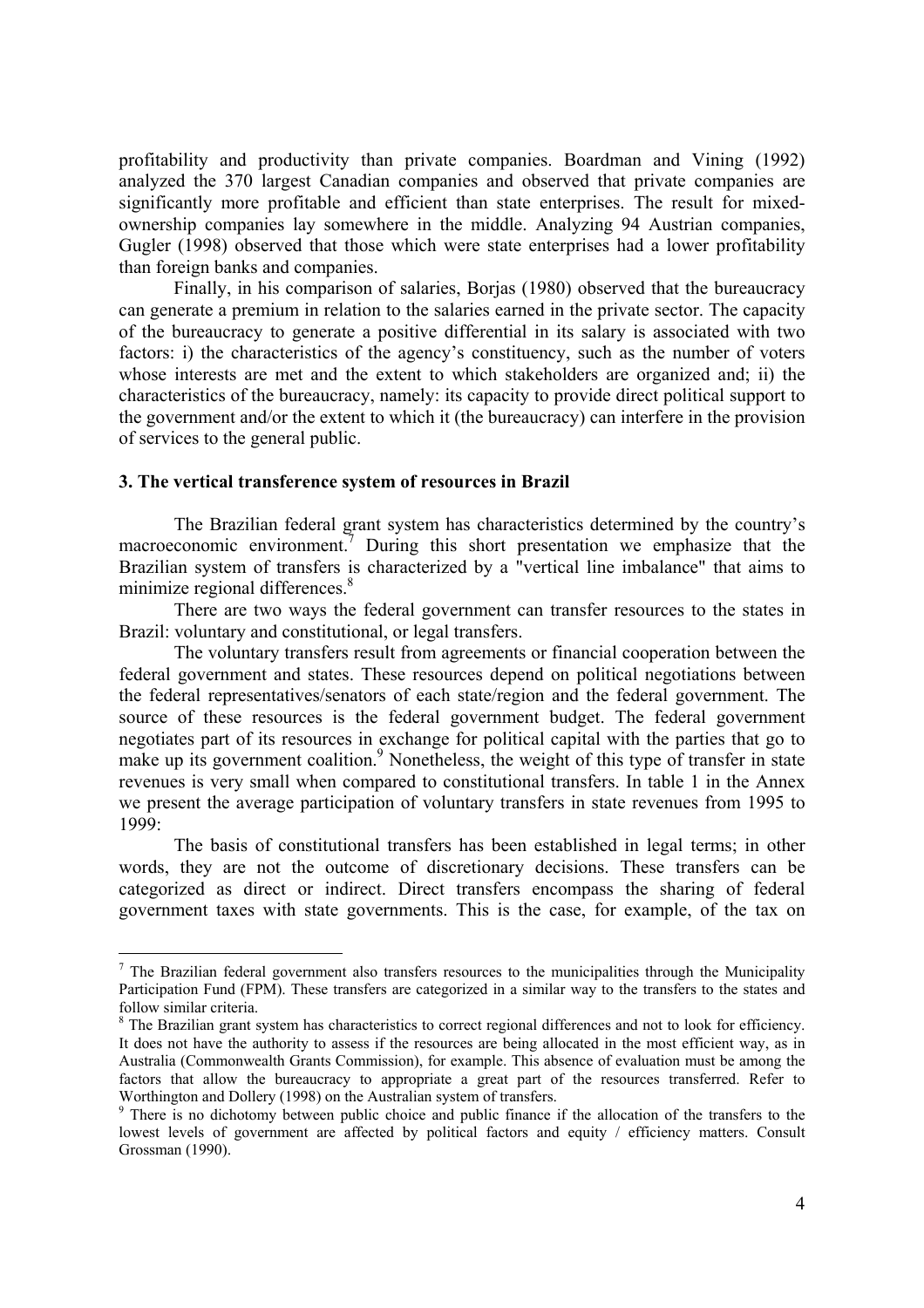profitability and productivity than private companies. Boardman and Vining (1992) analyzed the 370 largest Canadian companies and observed that private companies are significantly more profitable and efficient than state enterprises. The result for mixed-ownership companies lay somewhere in the middle. Analyzing 94 Austrian companies, Gugler (1998) observed that those which were state enterprises had a lower profitability than foreign banks and companies.

Finally, in his comparison of salaries, Borjas (1980) observed that the bureaucracy can generate a premium in relation to the salaries earned in the private sector. The capacity of the bureaucracy to generate a positive differential in its salary is associated with two factors: i) the characteristics of the agency's constituency, such as the number of voters whose interests are met and the extent to which stakeholders are organized and; ii) the characteristics of the bureaucracy, namely: its capacity to provide direct political support to the government and/or the extent to which it (the bureaucracy) can interfere in the provision of services to the general public.

### 3. The vertical transference system of resources in Brazil

The Brazilian federal grant system has characteristics determined by the country's macroeconomic environment.[7] During this short presentation we emphasize that the Brazilian system of transfers is characterized by a "vertical line imbalance" that aims to minimize regional differences.[8]

There are two ways the federal government can transfer resources to the states in Brazil: voluntary and constitutional, or legal transfers.

The voluntary transfers result from agreements or financial cooperation between the federal government and states. These resources depend on political negotiations between the federal representatives/senators of each state/region and the federal government. The source of these resources is the federal government budget. The federal government negotiates part of its resources in exchange for political capital with the parties that go to make up its government coalition.[9] Nonetheless, the weight of this type of transfer in state revenues is very small when compared to constitutional transfers. In table 1 in the Annex we present the average participation of voluntary transfers in state revenues from 1995 to 1999:

The basis of constitutional transfers has been established in legal terms; in other words, they are not the outcome of discretionary decisions. These transfers can be categorized as direct or indirect. Direct transfers encompass the sharing of federal government taxes with state governments. This is the case, for example, of the tax on

---

[7] The Brazilian federal government also transfers resources to the municipalities through the Municipality Participation Fund (FPM). These transfers are categorized in a similar way to the transfers to the states and follow similar criteria.

[8] The Brazilian grant system has characteristics to correct regional differences and not to look for efficiency. It does not have the authority to assess if the resources are being allocated in the most efficient way, as in Australia (Commonwealth Grants Commission), for example. This absence of evaluation must be among the factors that allow the bureaucracy to appropriate a great part of the resources transferred. Refer to Worthington and Dollery (1998) on the Australian system of transfers.

[9] There is no dichotomy between public choice and public finance if the allocation of the transfers to the lowest levels of government are affected by political factors and equity / efficiency matters. Consult Grossman (1990).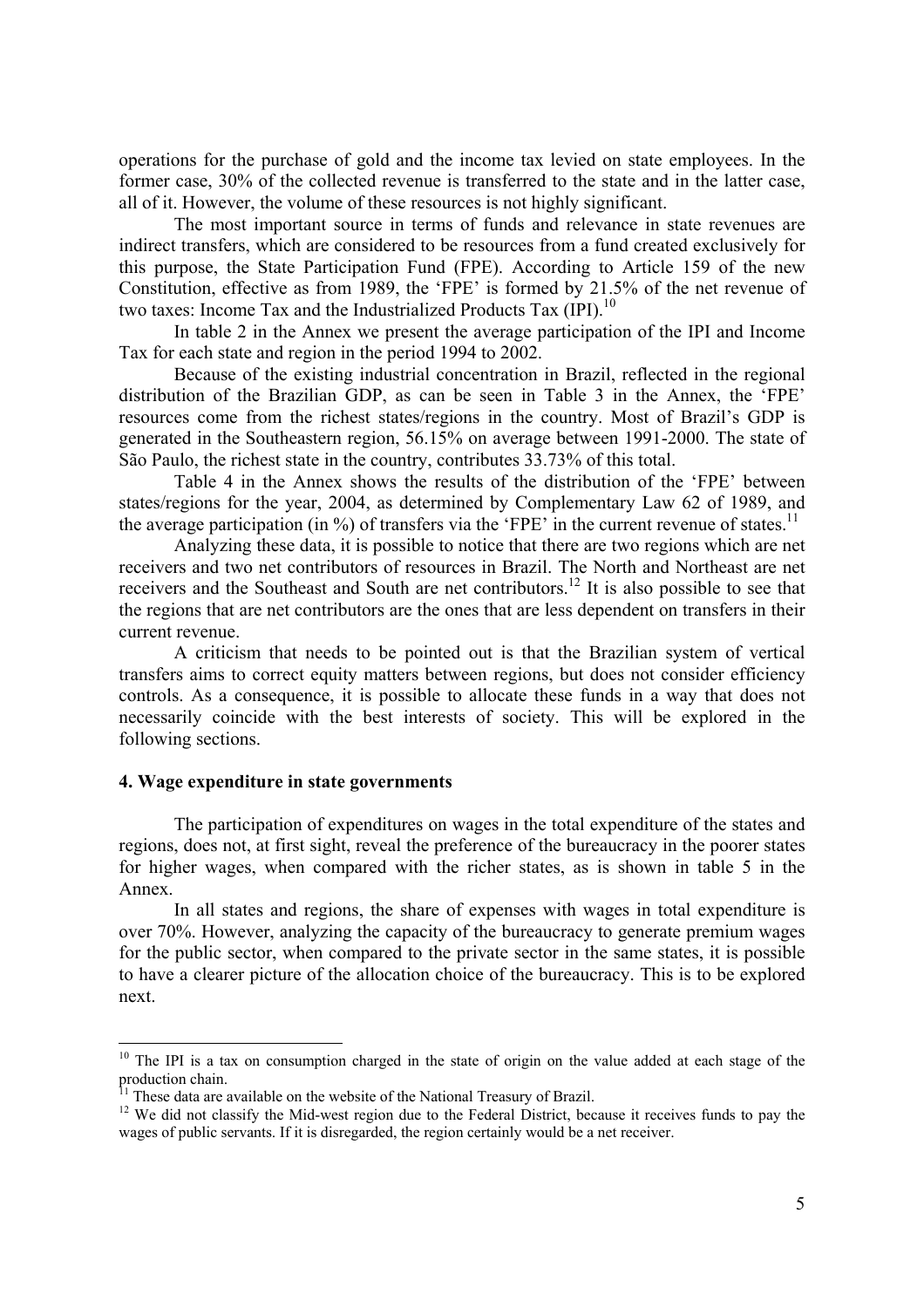operations for the purchase of gold and the income tax levied on state employees. In the former case, 30% of the collected revenue is transferred to the state and in the latter case, all of it. However, the volume of these resources is not highly significant.

The most important source in terms of funds and relevance in state revenues are indirect transfers, which are considered to be resources from a fund created exclusively for this purpose, the State Participation Fund (FPE). According to Article 159 of the new Constitution, effective as from 1989, the 'FPE' is formed by 21.5% of the net revenue of two taxes: Income Tax and the Industrialized Products Tax (IPI).[10]

In table 2 in the Annex we present the average participation of the IPI and Income Tax for each state and region in the period 1994 to 2002.

Because of the existing industrial concentration in Brazil, reflected in the regional distribution of the Brazilian GDP, as can be seen in Table 3 in the Annex, the 'FPE' resources come from the richest states/regions in the country. Most of Brazil's GDP is generated in the Southeastern region, 56.15% on average between 1991-2000. The state of São Paulo, the richest state in the country, contributes 33.73% of this total.

Table 4 in the Annex shows the results of the distribution of the 'FPE' between states/regions for the year, 2004, as determined by Complementary Law 62 of 1989, and the average participation (in %) of transfers via the 'FPE' in the current revenue of states.[11]

Analyzing these data, it is possible to notice that there are two regions which are net receivers and two net contributors of resources in Brazil. The North and Northeast are net receivers and the Southeast and South are net contributors.[12] It is also possible to see that the regions that are net contributors are the ones that are less dependent on transfers in their current revenue.

A criticism that needs to be pointed out is that the Brazilian system of vertical transfers aims to correct equity matters between regions, but does not consider efficiency controls. As a consequence, it is possible to allocate these funds in a way that does not necessarily coincide with the best interests of society. This will be explored in the following sections.

## 4. Wage expenditure in state governments

The participation of expenditures on wages in the total expenditure of the states and regions, does not, at first sight, reveal the preference of the bureaucracy in the poorer states for higher wages, when compared with the richer states, as is shown in table 5 in the Annex.

In all states and regions, the share of expenses with wages in total expenditure is over 70%. However, analyzing the capacity of the bureaucracy to generate premium wages for the public sector, when compared to the private sector in the same states, it is possible to have a clearer picture of the allocation choice of the bureaucracy. This is to be explored next.

---

[10] The IPI is a tax on consumption charged in the state of origin on the value added at each stage of the production chain.

[11] These data are available on the website of the National Treasury of Brazil.

[12] We did not classify the Mid-west region due to the Federal District, because it receives funds to pay the wages of public servants. If it is disregarded, the region certainly would be a net receiver.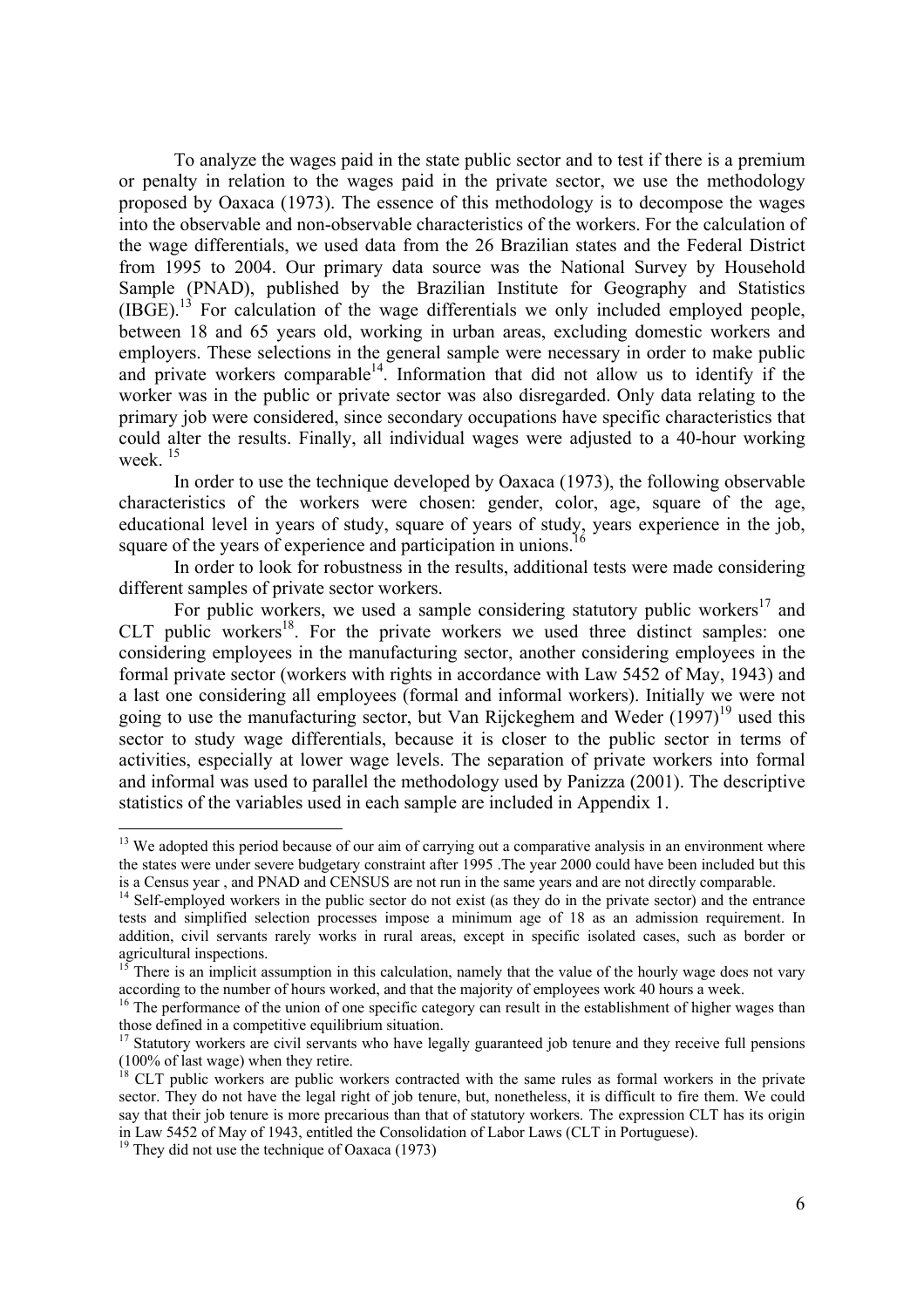To analyze the wages paid in the state public sector and to test if there is a premium or penalty in relation to the wages paid in the private sector, we use the methodology proposed by Oaxaca (1973). The essence of this methodology is to decompose the wages into the observable and non-observable characteristics of the workers. For the calculation of the wage differentials, we used data from the 26 Brazilian states and the Federal District from 1995 to 2004. Our primary data source was the National Survey by Household Sample (PNAD), published by the Brazilian Institute for Geography and Statistics (IBGE).[13] For calculation of the wage differentials we only included employed people, between 18 and 65 years old, working in urban areas, excluding domestic workers and employers. These selections in the general sample were necessary in order to make public and private workers comparable[14]. Information that did not allow us to identify if the worker was in the public or private sector was also disregarded. Only data relating to the primary job were considered, since secondary occupations have specific characteristics that could alter the results. Finally, all individual wages were adjusted to a 40-hour working week. [15]

In order to use the technique developed by Oaxaca (1973), the following observable characteristics of the workers were chosen: gender, color, age, square of the age, educational level in years of study, square of years of study, years experience in the job, square of the years of experience and participation in unions.[16]

In order to look for robustness in the results, additional tests were made considering different samples of private sector workers.

For public workers, we used a sample considering statutory public workers[17] and CLT public workers[18]. For the private workers we used three distinct samples: one considering employees in the manufacturing sector, another considering employees in the formal private sector (workers with rights in accordance with Law 5452 of May, 1943) and a last one considering all employees (formal and informal workers). Initially we were not going to use the manufacturing sector, but Van Rijckeghem and Weder (1997)[19] used this sector to study wage differentials, because it is closer to the public sector in terms of activities, especially at lower wage levels. The separation of private workers into formal and informal was used to parallel the methodology used by Panizza (2001). The descriptive statistics of the variables used in each sample are included in Appendix 1.

---

[13] We adopted this period because of our aim of carrying out a comparative analysis in an environment where the states were under severe budgetary constraint after 1995 .The year 2000 could have been included but this is a Census year , and PNAD and CENSUS are not run in the same years and are not directly comparable.

[14] Self-employed workers in the public sector do not exist (as they do in the private sector) and the entrance tests and simplified selection processes impose a minimum age of 18 as an admission requirement. In addition, civil servants rarely works in rural areas, except in specific isolated cases, such as border or agricultural inspections.

[15] There is an implicit assumption in this calculation, namely that the value of the hourly wage does not vary according to the number of hours worked, and that the majority of employees work 40 hours a week.

[16] The performance of the union of one specific category can result in the establishment of higher wages than those defined in a competitive equilibrium situation.

[17] Statutory workers are civil servants who have legally guaranteed job tenure and they receive full pensions (100% of last wage) when they retire.

[18] CLT public workers are public workers contracted with the same rules as formal workers in the private sector. They do not have the legal right of job tenure, but, nonetheless, it is difficult to fire them. We could say that their job tenure is more precarious than that of statutory workers. The expression CLT has its origin in Law 5452 of May of 1943, entitled the Consolidation of Labor Laws (CLT in Portuguese).

[19] They did not use the technique of Oaxaca (1973)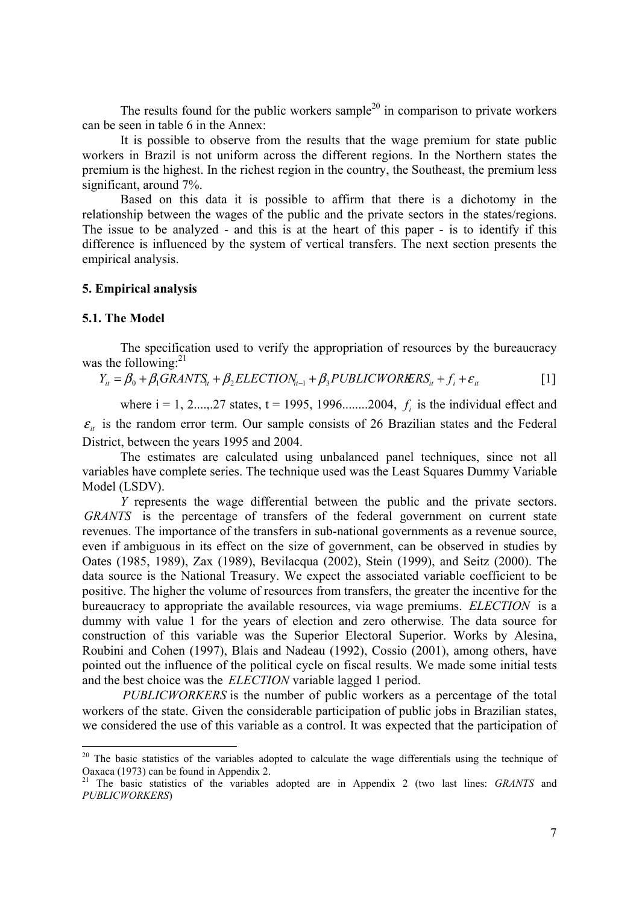The results found for the public workers sample[20] in comparison to private workers can be seen in table 6 in the Annex:

It is possible to observe from the results that the wage premium for state public workers in Brazil is not uniform across the different regions. In the Northern states the premium is the highest. In the richest region in the country, the Southeast, the premium less significant, around 7%.

Based on this data it is possible to affirm that there is a dichotomy in the relationship between the wages of the public and the private sectors in the states/regions. The issue to be analyzed - and this is at the heart of this paper - is to identify if this difference is influenced by the system of vertical transfers. The next section presents the empirical analysis.

## 5. Empirical analysis

### 5.1. The Model

The specification used to verify the appropriation of resources by the bureaucracy was the following:[21]

$$Y_{it} = \beta_0 + \beta_1 GRANTS_{it} + \beta_2 ELECTION_{it-1} + \beta_3 PUBLICWORKERS_{it} + f_i + \varepsilon_{it} \qquad [1]$$

where i = 1, 2....,.27 states, t = 1995, 1996........2004, $f_i$ is the individual effect and $\varepsilon_{it}$ is the random error term. Our sample consists of 26 Brazilian states and the Federal District, between the years 1995 and 2004.

The estimates are calculated using unbalanced panel techniques, since not all variables have complete series. The technique used was the Least Squares Dummy Variable Model (LSDV).

*Y* represents the wage differential between the public and the private sectors. *GRANTS* is the percentage of transfers of the federal government on current state revenues. The importance of the transfers in sub-national governments as a revenue source, even if ambiguous in its effect on the size of government, can be observed in studies by Oates (1985, 1989), Zax (1989), Bevilacqua (2002), Stein (1999), and Seitz (2000). The data source is the National Treasury. We expect the associated variable coefficient to be positive. The higher the volume of resources from transfers, the greater the incentive for the bureaucracy to appropriate the available resources, via wage premiums. *ELECTION* is a dummy with value 1 for the years of election and zero otherwise. The data source for construction of this variable was the Superior Electoral Superior. Works by Alesina, Roubini and Cohen (1997), Blais and Nadeau (1992), Cossio (2001), among others, have pointed out the influence of the political cycle on fiscal results. We made some initial tests and the best choice was the *ELECTION* variable lagged 1 period.

*PUBLICWORKERS* is the number of public workers as a percentage of the total workers of the state. Given the considerable participation of public jobs in Brazilian states, we considered the use of this variable as a control. It was expected that the participation of

---

[20] The basic statistics of the variables adopted to calculate the wage differentials using the technique of Oaxaca (1973) can be found in Appendix 2.

[21] The basic statistics of the variables adopted are in Appendix 2 (two last lines: *GRANTS* and *PUBLICWORKERS*)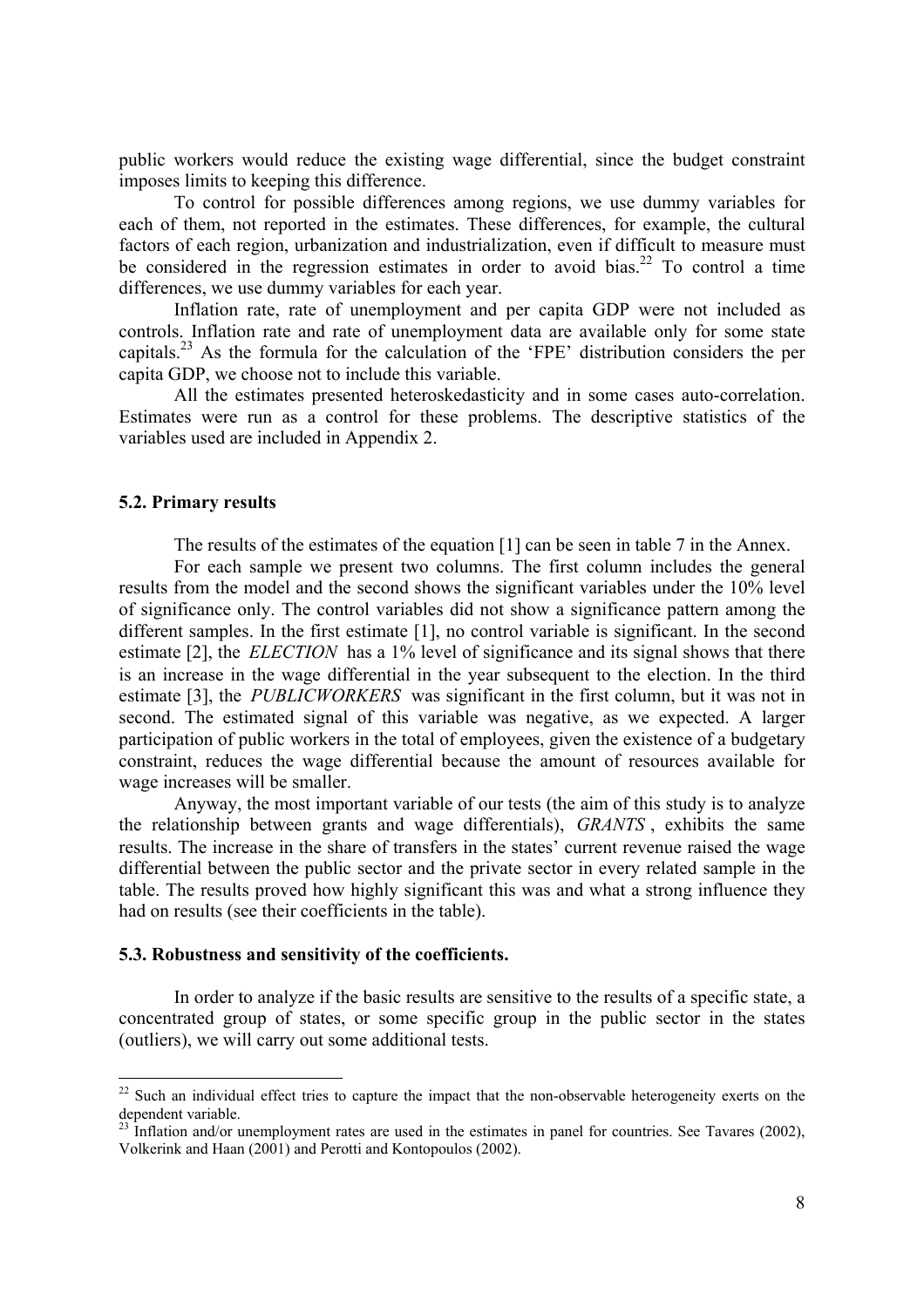public workers would reduce the existing wage differential, since the budget constraint imposes limits to keeping this difference.

To control for possible differences among regions, we use dummy variables for each of them, not reported in the estimates. These differences, for example, the cultural factors of each region, urbanization and industrialization, even if difficult to measure must be considered in the regression estimates in order to avoid bias.[22] To control a time differences, we use dummy variables for each year.

Inflation rate, rate of unemployment and per capita GDP were not included as controls. Inflation rate and rate of unemployment data are available only for some state capitals.[23] As the formula for the calculation of the 'FPE' distribution considers the per capita GDP, we choose not to include this variable.

All the estimates presented heteroskedasticity and in some cases auto-correlation. Estimates were run as a control for these problems. The descriptive statistics of the variables used are included in Appendix 2.

### 5.2. Primary results

The results of the estimates of the equation [1] can be seen in table 7 in the Annex.

For each sample we present two columns. The first column includes the general results from the model and the second shows the significant variables under the 10% level of significance only. The control variables did not show a significance pattern among the different samples. In the first estimate [1], no control variable is significant. In the second estimate [2], the *ELECTION* has a 1% level of significance and its signal shows that there is an increase in the wage differential in the year subsequent to the election. In the third estimate [3], the *PUBLICWORKERS* was significant in the first column, but it was not in second. The estimated signal of this variable was negative, as we expected. A larger participation of public workers in the total of employees, given the existence of a budgetary constraint, reduces the wage differential because the amount of resources available for wage increases will be smaller.

Anyway, the most important variable of our tests (the aim of this study is to analyze the relationship between grants and wage differentials), *GRANTS*, exhibits the same results. The increase in the share of transfers in the states' current revenue raised the wage differential between the public sector and the private sector in every related sample in the table. The results proved how highly significant this was and what a strong influence they had on results (see their coefficients in the table).

### 5.3. Robustness and sensitivity of the coefficients.

In order to analyze if the basic results are sensitive to the results of a specific state, a concentrated group of states, or some specific group in the public sector in the states (outliers), we will carry out some additional tests.

---

[22] Such an individual effect tries to capture the impact that the non-observable heterogeneity exerts on the dependent variable.

[23] Inflation and/or unemployment rates are used in the estimates in panel for countries. See Tavares (2002), Volkerink and Haan (2001) and Perotti and Kontopoulos (2002).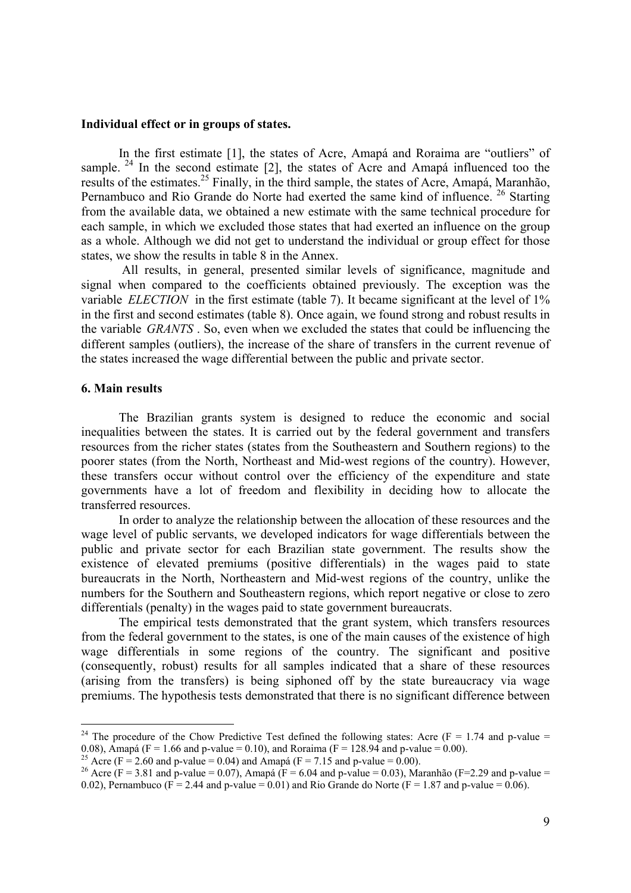**Individual effect or in groups of states.**

In the first estimate [1], the states of Acre, Amapá and Roraima are "outliers" of sample. [24] In the second estimate [2], the states of Acre and Amapá influenced too the results of the estimates.[25] Finally, in the third sample, the states of Acre, Amapá, Maranhão, Pernambuco and Rio Grande do Norte had exerted the same kind of influence. [26] Starting from the available data, we obtained a new estimate with the same technical procedure for each sample, in which we excluded those states that had exerted an influence on the group as a whole. Although we did not get to understand the individual or group effect for those states, we show the results in table 8 in the Annex.

All results, in general, presented similar levels of significance, magnitude and signal when compared to the coefficients obtained previously. The exception was the variable *ELECTION* in the first estimate (table 7). It became significant at the level of 1% in the first and second estimates (table 8). Once again, we found strong and robust results in the variable *GRANTS* . So, even when we excluded the states that could be influencing the different samples (outliers), the increase of the share of transfers in the current revenue of the states increased the wage differential between the public and private sector.

## 6. Main results

The Brazilian grants system is designed to reduce the economic and social inequalities between the states. It is carried out by the federal government and transfers resources from the richer states (states from the Southeastern and Southern regions) to the poorer states (from the North, Northeast and Mid-west regions of the country). However, these transfers occur without control over the efficiency of the expenditure and state governments have a lot of freedom and flexibility in deciding how to allocate the transferred resources.

In order to analyze the relationship between the allocation of these resources and the wage level of public servants, we developed indicators for wage differentials between the public and private sector for each Brazilian state government. The results show the existence of elevated premiums (positive differentials) in the wages paid to state bureaucrats in the North, Northeastern and Mid-west regions of the country, unlike the numbers for the Southern and Southeastern regions, which report negative or close to zero differentials (penalty) in the wages paid to state government bureaucrats.

The empirical tests demonstrated that the grant system, which transfers resources from the federal government to the states, is one of the main causes of the existence of high wage differentials in some regions of the country. The significant and positive (consequently, robust) results for all samples indicated that a share of these resources (arising from the transfers) is being siphoned off by the state bureaucracy via wage premiums. The hypothesis tests demonstrated that there is no significant difference between

---

[24] The procedure of the Chow Predictive Test defined the following states: Acre ($F = 1.74$ and p-value = 0.08), Amapá ($F = 1.66$ and p-value = 0.10), and Roraima ($F = 128.94$ and p-value = 0.00).

[25] Acre ($F = 2.60$ and p-value = 0.04) and Amapá ($F = 7.15$ and p-value = 0.00).

[26] Acre ($F = 3.81$ and p-value = 0.07), Amapá ($F = 6.04$ and p-value = 0.03), Maranhão ($F=2.29$ and p-value = 0.02), Pernambuco ($F = 2.44$ and p-value = 0.01) and Rio Grande do Norte ($F = 1.87$ and p-value = 0.06).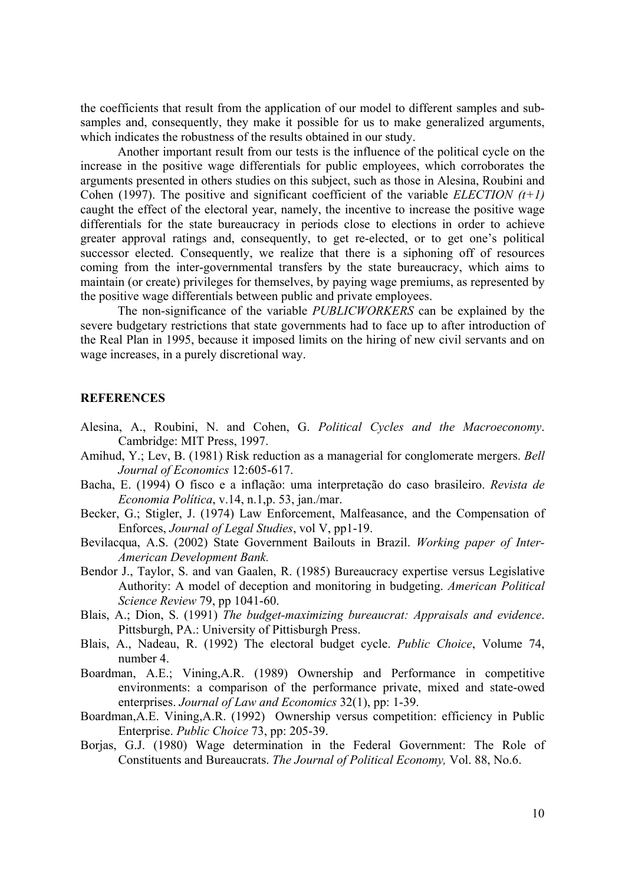the coefficients that result from the application of our model to different samples and sub-samples and, consequently, they make it possible for us to make generalized arguments, which indicates the robustness of the results obtained in our study.

Another important result from our tests is the influence of the political cycle on the increase in the positive wage differentials for public employees, which corroborates the arguments presented in others studies on this subject, such as those in Alesina, Roubini and Cohen (1997). The positive and significant coefficient of the variable *ELECTION (t+1)* caught the effect of the electoral year, namely, the incentive to increase the positive wage differentials for the state bureaucracy in periods close to elections in order to achieve greater approval ratings and, consequently, to get re-elected, or to get one's political successor elected. Consequently, we realize that there is a siphoning off of resources coming from the inter-governmental transfers by the state bureaucracy, which aims to maintain (or create) privileges for themselves, by paying wage premiums, as represented by the positive wage differentials between public and private employees.

The non-significance of the variable *PUBLICWORKERS* can be explained by the severe budgetary restrictions that state governments had to face up to after introduction of the Real Plan in 1995, because it imposed limits on the hiring of new civil servants and on wage increases, in a purely discretional way.

## REFERENCES

Alesina, A., Roubini, N. and Cohen, G. *Political Cycles and the Macroeconomy*. Cambridge: MIT Press, 1997.

Amihud, Y.; Lev, B. (1981) Risk reduction as a managerial for conglomerate mergers. *Bell Journal of Economics* 12:605-617.

Bacha, E. (1994) O fisco e a inflação: uma interpretação do caso brasileiro. *Revista de Economia Política*, v.14, n.1,p. 53, jan./mar.

Becker, G.; Stigler, J. (1974) Law Enforcement, Malfeasance, and the Compensation of Enforces, *Journal of Legal Studies*, vol V, pp1-19.

Bevilacqua, A.S. (2002) State Government Bailouts in Brazil. *Working paper of Inter-American Development Bank.*

Bendor J., Taylor, S. and van Gaalen, R. (1985) Bureaucracy expertise versus Legislative Authority: A model of deception and monitoring in budgeting. *American Political Science Review* 79, pp 1041-60.

Blais, A.; Dion, S. (1991) *The budget-maximizing bureaucrat: Appraisals and evidence*. Pittsburgh, PA.: University of Pittisburgh Press.

Blais, A., Nadeau, R. (1992) The electoral budget cycle. *Public Choice*, Volume 74, number 4.

Boardman, A.E.; Vining,A.R. (1989) Ownership and Performance in competitive environments: a comparison of the performance private, mixed and state-owed enterprises. *Journal of Law and Economics* 32(1), pp: 1-39.

Boardman,A.E. Vining,A.R. (1992) Ownership versus competition: efficiency in Public Enterprise. *Public Choice* 73, pp: 205-39.

Borjas, G.J. (1980) Wage determination in the Federal Government: The Role of Constituents and Bureaucrats. *The Journal of Political Economy,* Vol. 88, No.6.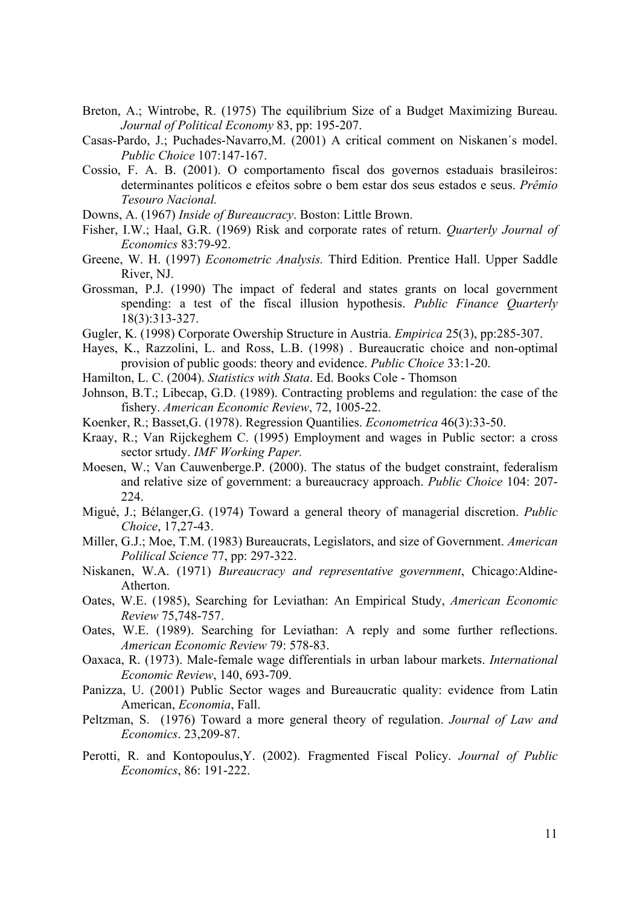Breton, A.; Wintrobe, R. (1975) The equilibrium Size of a Budget Maximizing Bureau. *Journal of Political Economy* 83, pp: 195-207.

Casas-Pardo, J.; Puchades-Navarro,M. (2001) A critical comment on Niskanen´s model. *Public Choice* 107:147-167.

Cossio, F. A. B. (2001). O comportamento fiscal dos governos estaduais brasileiros: determinantes políticos e efeitos sobre o bem estar dos seus estados e seus. *Prêmio Tesouro Nacional.*

Downs, A. (1967) *Inside of Bureaucracy*. Boston: Little Brown.

Fisher, I.W.; Haal, G.R. (1969) Risk and corporate rates of return. *Quarterly Journal of Economics* 83:79-92.

Greene, W. H. (1997) *Econometric Analysis.* Third Edition. Prentice Hall. Upper Saddle River, NJ.

Grossman, P.J. (1990) The impact of federal and states grants on local government spending: a test of the fiscal illusion hypothesis. *Public Finance Quarterly* 18(3):313-327.

Gugler, K. (1998) Corporate Owership Structure in Austria. *Empirica* 25(3), pp:285-307.

Hayes, K., Razzolini, L. and Ross, L.B. (1998) . Bureaucratic choice and non-optimal provision of public goods: theory and evidence. *Public Choice* 33:1-20.

Hamilton, L. C. (2004). *Statistics with Stata*. Ed. Books Cole - Thomson

Johnson, B.T.; Libecap, G.D. (1989). Contracting problems and regulation: the case of the fishery. *American Economic Review*, 72, 1005-22.

Koenker, R.; Basset,G. (1978). Regression Quantilies. *Econometrica* 46(3):33-50.

Kraay, R.; Van Rijckeghem C. (1995) Employment and wages in Public sector: a cross sector srtudy. *IMF Working Paper.*

Moesen, W.; Van Cauwenberge.P. (2000). The status of the budget constraint, federalism and relative size of government: a bureaucracy approach. *Public Choice* 104: 207-224.

Migué, J.; Bélanger,G. (1974) Toward a general theory of managerial discretion. *Public Choice*, 17,27-43.

Miller, G.J.; Moe, T.M. (1983) Bureaucrats, Legislators, and size of Government. *American Polilical Science* 77, pp: 297-322.

Niskanen, W.A. (1971) *Bureaucracy and representative government*, Chicago:Aldine-Atherton.

Oates, W.E. (1985), Searching for Leviathan: An Empirical Study, *American Economic Review* 75,748-757.

Oates, W.E. (1989). Searching for Leviathan: A reply and some further reflections. *American Economic Review* 79: 578-83.

Oaxaca, R. (1973). Male-female wage differentials in urban labour markets. *International Economic Review*, 140, 693-709.

Panizza, U. (2001) Public Sector wages and Bureaucratic quality: evidence from Latin American, *Economia*, Fall.

Peltzman, S. (1976) Toward a more general theory of regulation. *Journal of Law and Economics*. 23,209-87.

Perotti, R. and Kontopoulus,Y. (2002). Fragmented Fiscal Policy. *Journal of Public Economics*, 86: 191-222.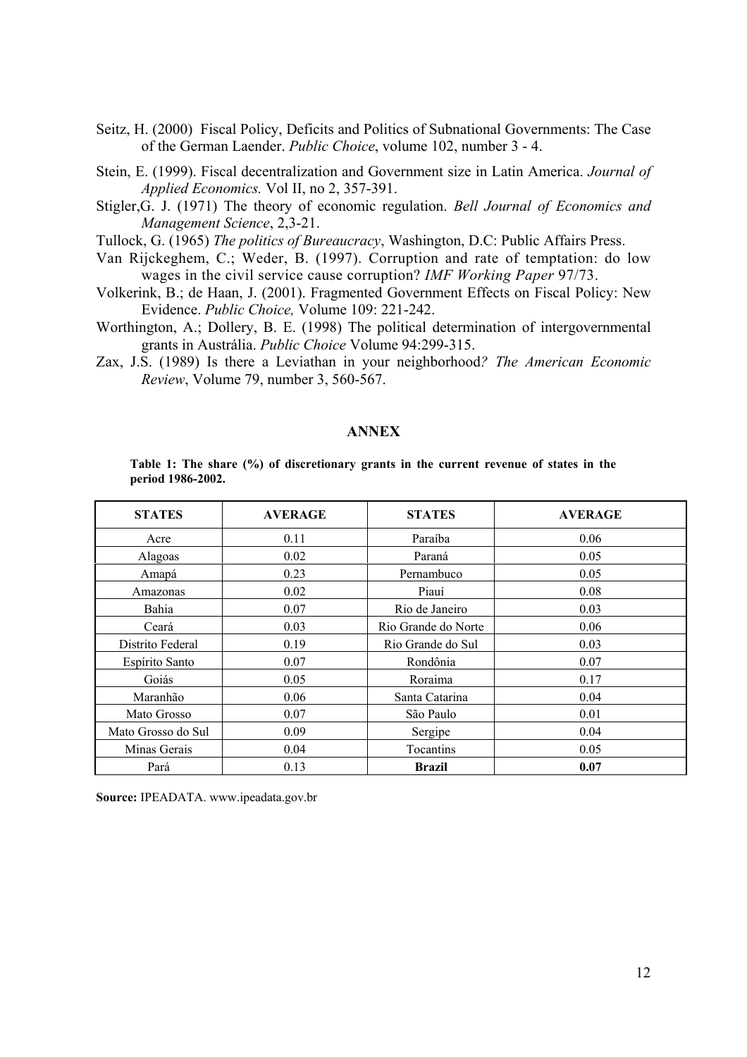Seitz, H. (2000) Fiscal Policy, Deficits and Politics of Subnational Governments: The Case of the German Laender. *Public Choice*, volume 102, number 3 - 4.

Stein, E. (1999). Fiscal decentralization and Government size in Latin America. *Journal of Applied Economics.* Vol II, no 2, 357-391.

Stigler,G. J. (1971) The theory of economic regulation. *Bell Journal of Economics and Management Science*, 2,3-21.

Tullock, G. (1965) *The politics of Bureaucracy*, Washington, D.C: Public Affairs Press.

Van Rijckeghem, C.; Weder, B. (1997). Corruption and rate of temptation: do low wages in the civil service cause corruption? *IMF Working Paper* 97/73.

Volkerink, B.; de Haan, J. (2001). Fragmented Government Effects on Fiscal Policy: New Evidence. *Public Choice,* Volume 109: 221-242.

Worthington, A.; Dollery, B. E. (1998) The political determination of intergovernmental grants in Austrália. *Public Choice* Volume 94:299-315.

Zax, J.S. (1989) Is there a Leviathan in your neighborhood*? The American Economic Review*, Volume 79, number 3, 560-567.

## ANNEX

**Table 1: The share (%) of discretionary grants in the current revenue of states in the period 1986-2002.**

| STATES | AVERAGE | STATES | AVERAGE |
|---|---|---|---|
| Acre | 0.11 | Paraíba | 0.06 |
| Alagoas | 0.02 | Paraná | 0.05 |
| Amapá | 0.23 | Pernambuco | 0.05 |
| Amazonas | 0.02 | Piauí | 0.08 |
| Bahia | 0.07 | Rio de Janeiro | 0.03 |
| Ceará | 0.03 | Rio Grande do Norte | 0.06 |
| Distrito Federal | 0.19 | Rio Grande do Sul | 0.03 |
| Espírito Santo | 0.07 | Rondônia | 0.07 |
| Goiás | 0.05 | Roraima | 0.17 |
| Maranhão | 0.06 | Santa Catarina | 0.04 |
| Mato Grosso | 0.07 | São Paulo | 0.01 |
| Mato Grosso do Sul | 0.09 | Sergipe | 0.04 |
| Minas Gerais | 0.04 | Tocantins | 0.05 |
| Pará | 0.13 | **Brazil** | **0.07** |

**Source:** IPEADATA. www.ipeadata.gov.br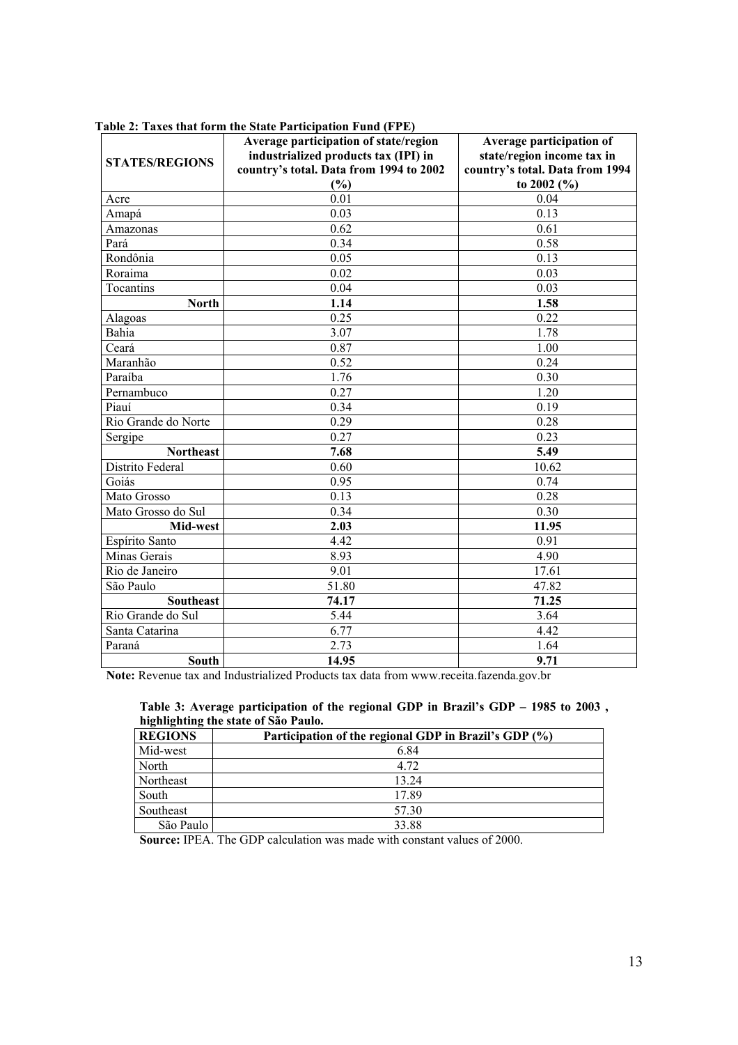**Table 2: Taxes that form the State Participation Fund (FPE)**

| STATES/REGIONS | Average participation of state/region industrialized products tax (IPI) in country's total. Data from 1994 to 2002 (%) | Average participation of state/region income tax in country's total. Data from 1994 to 2002 (%) |
|---|---|---|
| Acre | 0.01 | 0.04 |
| Amapá | 0.03 | 0.13 |
| Amazonas | 0.62 | 0.61 |
| Pará | 0.34 | 0.58 |
| Rondônia | 0.05 | 0.13 |
| Roraima | 0.02 | 0.03 |
| Tocantins | 0.04 | 0.03 |
| **North** | **1.14** | **1.58** |
| Alagoas | 0.25 | 0.22 |
| Bahia | 3.07 | 1.78 |
| Ceará | 0.87 | 1.00 |
| Maranhão | 0.52 | 0.24 |
| Paraíba | 1.76 | 0.30 |
| Pernambuco | 0.27 | 1.20 |
| Piauí | 0.34 | 0.19 |
| Rio Grande do Norte | 0.29 | 0.28 |
| Sergipe | 0.27 | 0.23 |
| **Northeast** | **7.68** | **5.49** |
| Distrito Federal | 0.60 | 10.62 |
| Goiás | 0.95 | 0.74 |
| Mato Grosso | 0.13 | 0.28 |
| Mato Grosso do Sul | 0.34 | 0.30 |
| **Mid-west** | **2.03** | **11.95** |
| Espírito Santo | 4.42 | 0.91 |
| Minas Gerais | 8.93 | 4.90 |
| Rio de Janeiro | 9.01 | 17.61 |
| São Paulo | 51.80 | 47.82 |
| **Southeast** | **74.17** | **71.25** |
| Rio Grande do Sul | 5.44 | 3.64 |
| Santa Catarina | 6.77 | 4.42 |
| Paraná | 2.73 | 1.64 |
| **South** | **14.95** | **9.71** |

**Note:** Revenue tax and Industrialized Products tax data from www.receita.fazenda.gov.br

**Table 3: Average participation of the regional GDP in Brazil's GDP – 1985 to 2003 , highlighting the state of São Paulo.**

| REGIONS | Participation of the regional GDP in Brazil's GDP (%) |
|---|---|
| Mid-west | 6.84 |
| North | 4.72 |
| Northeast | 13.24 |
| South | 17.89 |
| Southeast | 57.30 |
| São Paulo | 33.88 |

**Source:** IPEA. The GDP calculation was made with constant values of 2000.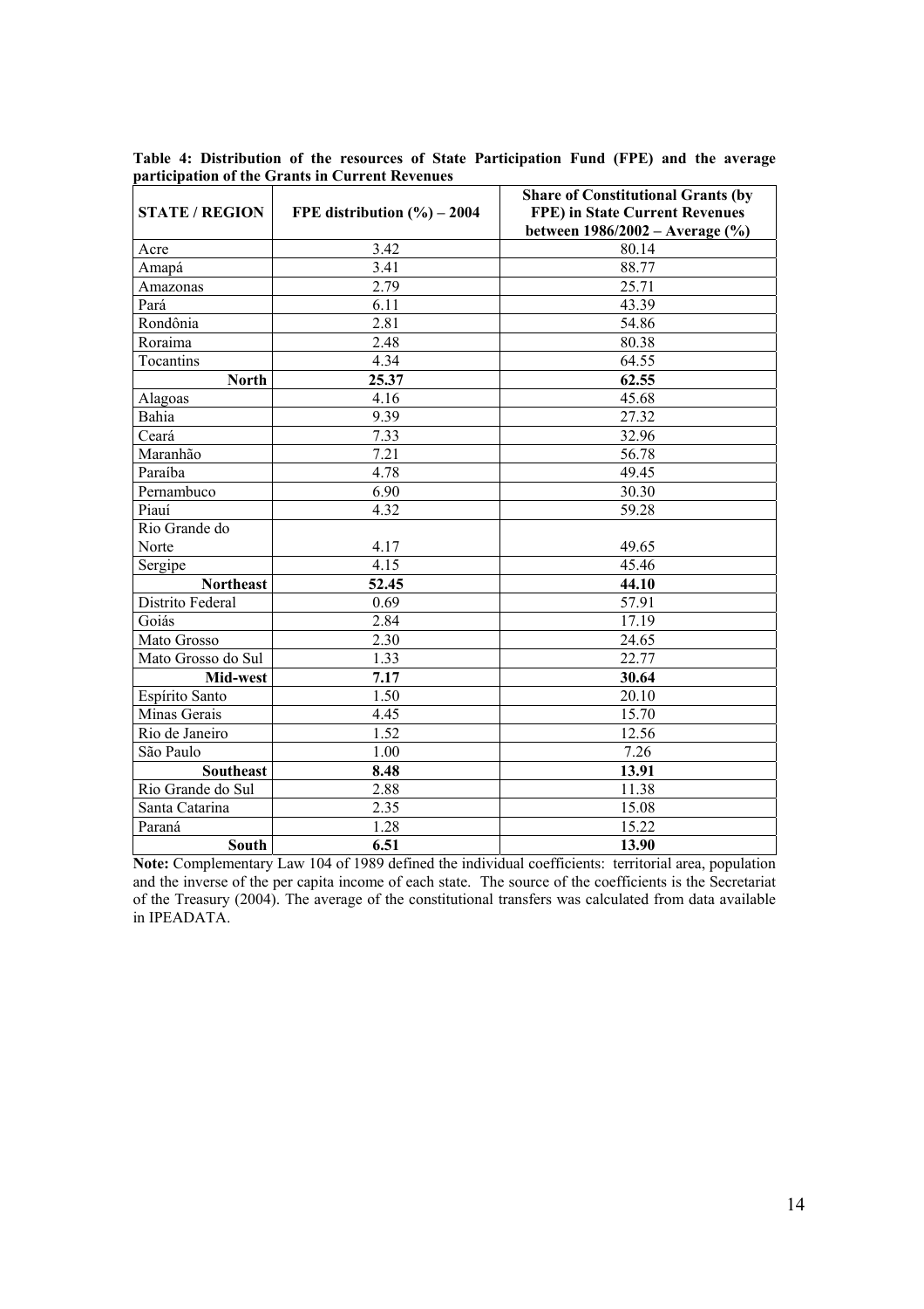**Table 4: Distribution of the resources of State Participation Fund (FPE) and the average participation of the Grants in Current Revenues**

| STATE / REGION | FPE distribution (%) – 2004 | Share of Constitutional Grants (by FPE) in State Current Revenues between 1986/2002 – Average (%) |
|---|---|---|
| Acre | 3.42 | 80.14 |
| Amapá | 3.41 | 88.77 |
| Amazonas | 2.79 | 25.71 |
| Pará | 6.11 | 43.39 |
| Rondônia | 2.81 | 54.86 |
| Roraima | 2.48 | 80.38 |
| Tocantins | 4.34 | 64.55 |
| **North** | **25.37** | **62.55** |
| Alagoas | 4.16 | 45.68 |
| Bahia | 9.39 | 27.32 |
| Ceará | 7.33 | 32.96 |
| Maranhão | 7.21 | 56.78 |
| Paraíba | 4.78 | 49.45 |
| Pernambuco | 6.90 | 30.30 |
| Piauí | 4.32 | 59.28 |
| Rio Grande do Norte | 4.17 | 49.65 |
| Sergipe | 4.15 | 45.46 |
| **Northeast** | **52.45** | **44.10** |
| Distrito Federal | 0.69 | 57.91 |
| Goiás | 2.84 | 17.19 |
| Mato Grosso | 2.30 | 24.65 |
| Mato Grosso do Sul | 1.33 | 22.77 |
| **Mid-west** | **7.17** | **30.64** |
| Espírito Santo | 1.50 | 20.10 |
| Minas Gerais | 4.45 | 15.70 |
| Rio de Janeiro | 1.52 | 12.56 |
| São Paulo | 1.00 | 7.26 |
| **Southeast** | **8.48** | **13.91** |
| Rio Grande do Sul | 2.88 | 11.38 |
| Santa Catarina | 2.35 | 15.08 |
| Paraná | 1.28 | 15.22 |
| **South** | **6.51** | **13.90** |

**Note:** Complementary Law 104 of 1989 defined the individual coefficients: territorial area, population and the inverse of the per capita income of each state. The source of the coefficients is the Secretariat of the Treasury (2004). The average of the constitutional transfers was calculated from data available in IPEADATA.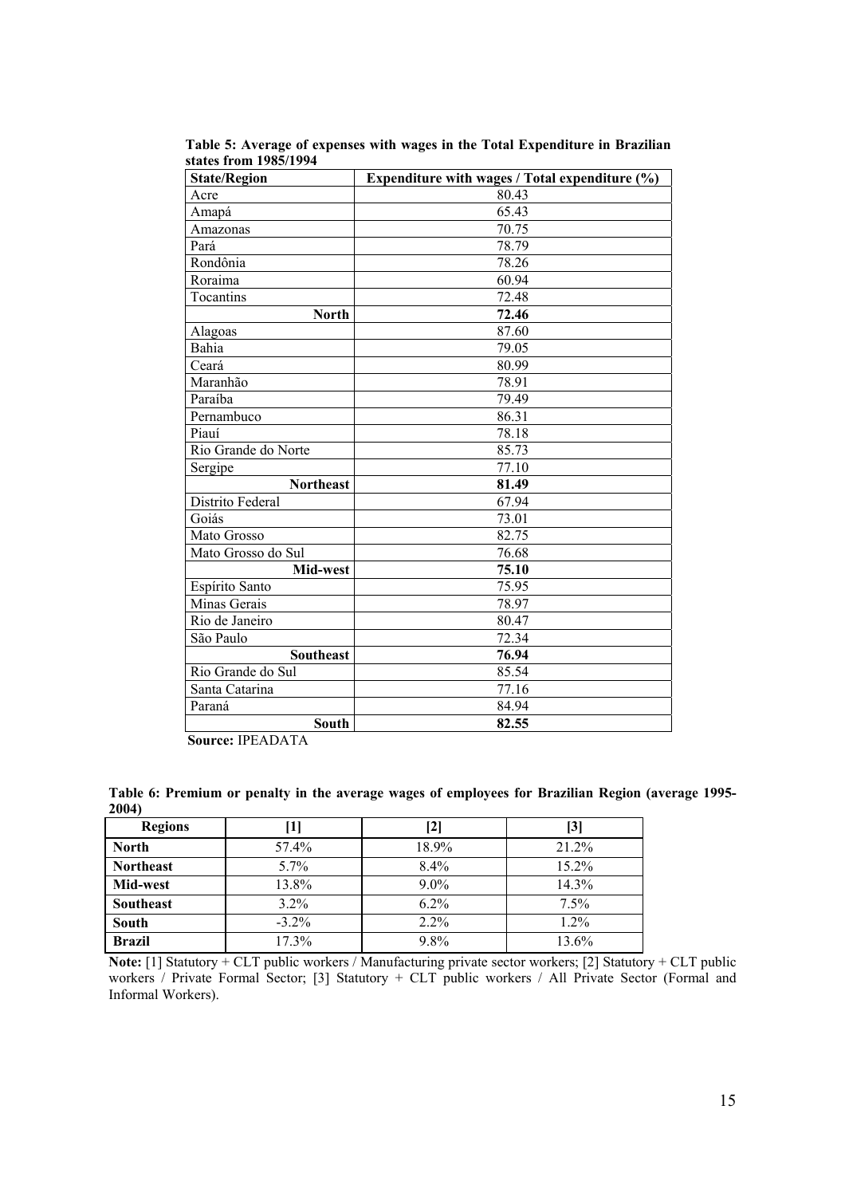**Table 5: Average of expenses with wages in the Total Expenditure in Brazilian states from 1985/1994**

| State/Region | Expenditure with wages / Total expenditure (%) |
|---|---|
| Acre | 80.43 |
| Amapá | 65.43 |
| Amazonas | 70.75 |
| Pará | 78.79 |
| Rondônia | 78.26 |
| Roraima | 60.94 |
| Tocantins | 72.48 |
| **North** | **72.46** |
| Alagoas | 87.60 |
| Bahia | 79.05 |
| Ceará | 80.99 |
| Maranhão | 78.91 |
| Paraíba | 79.49 |
| Pernambuco | 86.31 |
| Piauí | 78.18 |
| Rio Grande do Norte | 85.73 |
| Sergipe | 77.10 |
| **Northeast** | **81.49** |
| Distrito Federal | 67.94 |
| Goiás | 73.01 |
| Mato Grosso | 82.75 |
| Mato Grosso do Sul | 76.68 |
| **Mid-west** | **75.10** |
| Espírito Santo | 75.95 |
| Minas Gerais | 78.97 |
| Rio de Janeiro | 80.47 |
| São Paulo | 72.34 |
| **Southeast** | **76.94** |
| Rio Grande do Sul | 85.54 |
| Santa Catarina | 77.16 |
| Paraná | 84.94 |
| **South** | **82.55** |

**Source:** IPEADATA

**Table 6: Premium or penalty in the average wages of employees for Brazilian Region (average 1995-2004)**

| Regions | [1] | [2] | [3] |
|---|---|---|---|
| **North** | 57.4% | 18.9% | 21.2% |
| **Northeast** | 5.7% | 8.4% | 15.2% |
| **Mid-west** | 13.8% | 9.0% | 14.3% |
| **Southeast** | 3.2% | 6.2% | 7.5% |
| **South** | -3.2% | 2.2% | 1.2% |
| **Brazil** | 17.3% | 9.8% | 13.6% |

**Note:** [1] Statutory + CLT public workers / Manufacturing private sector workers; [2] Statutory + CLT public workers / Private Formal Sector; [3] Statutory + CLT public workers / All Private Sector (Formal and Informal Workers).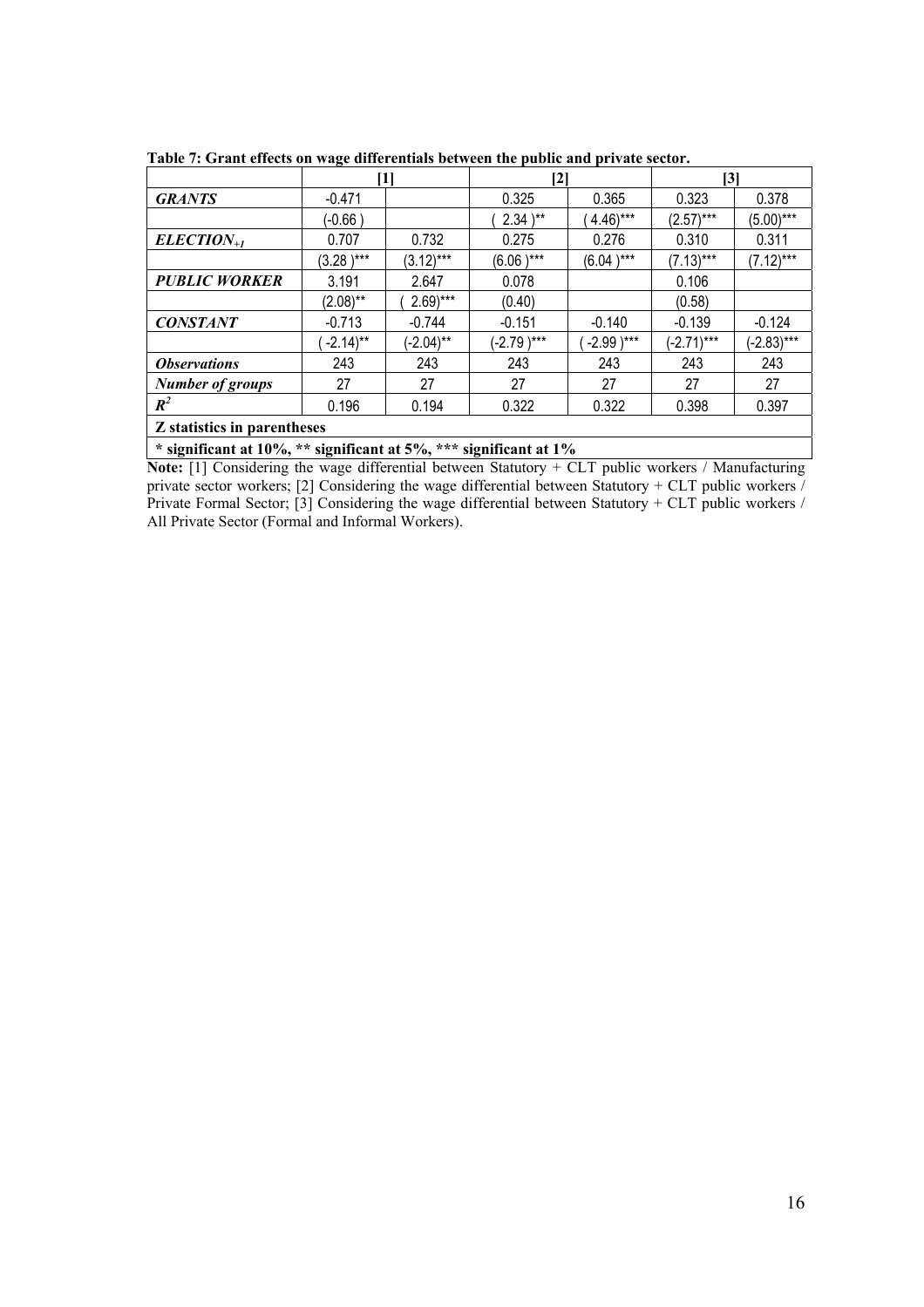**Table 7: Grant effects on wage differentials between the public and private sector.**

| | [1] | | [2] | | [3] | |
|---|---|---|---|---|---|---|
| ***GRANTS*** | -0.471 | | 0.325 | 0.365 | 0.323 | 0.378 |
| | (-0.66 ) | | ( 2.34 )** | ( 4.46)*** | (2.57)*** | (5.00)*** |
| ***ELECTION$_{+1}$*** | 0.707 | 0.732 | 0.275 | 0.276 | 0.310 | 0.311 |
| | (3.28 )*** | (3.12)*** | (6.06 )*** | (6.04 )*** | (7.13)*** | (7.12)*** |
| ***PUBLIC WORKER*** | 3.191 | 2.647 | 0.078 | | 0.106 | |
| | (2.08)** | ( 2.69)*** | (0.40) | | (0.58) | |
| ***CONSTANT*** | -0.713 | -0.744 | -0.151 | -0.140 | -0.139 | -0.124 |
| | ( -2.14)** | (-2.04)** | (-2.79 )*** | ( -2.99 )*** | (-2.71)*** | (-2.83)*** |
| ***Observations*** | 243 | 243 | 243 | 243 | 243 | 243 |
| ***Number of groups*** | 27 | 27 | 27 | 27 | 27 | 27 |
| ***$R^2$*** | 0.196 | 0.194 | 0.322 | 0.322 | 0.398 | 0.397 |
| **Z statistics in parentheses** | | | | | | |
| *** significant at 10%, ** significant at 5%, *** significant at 1%** | | | | | | |

**Note:** [1] Considering the wage differential between Statutory + CLT public workers / Manufacturing private sector workers; [2] Considering the wage differential between Statutory + CLT public workers / Private Formal Sector; [3] Considering the wage differential between Statutory + CLT public workers / All Private Sector (Formal and Informal Workers).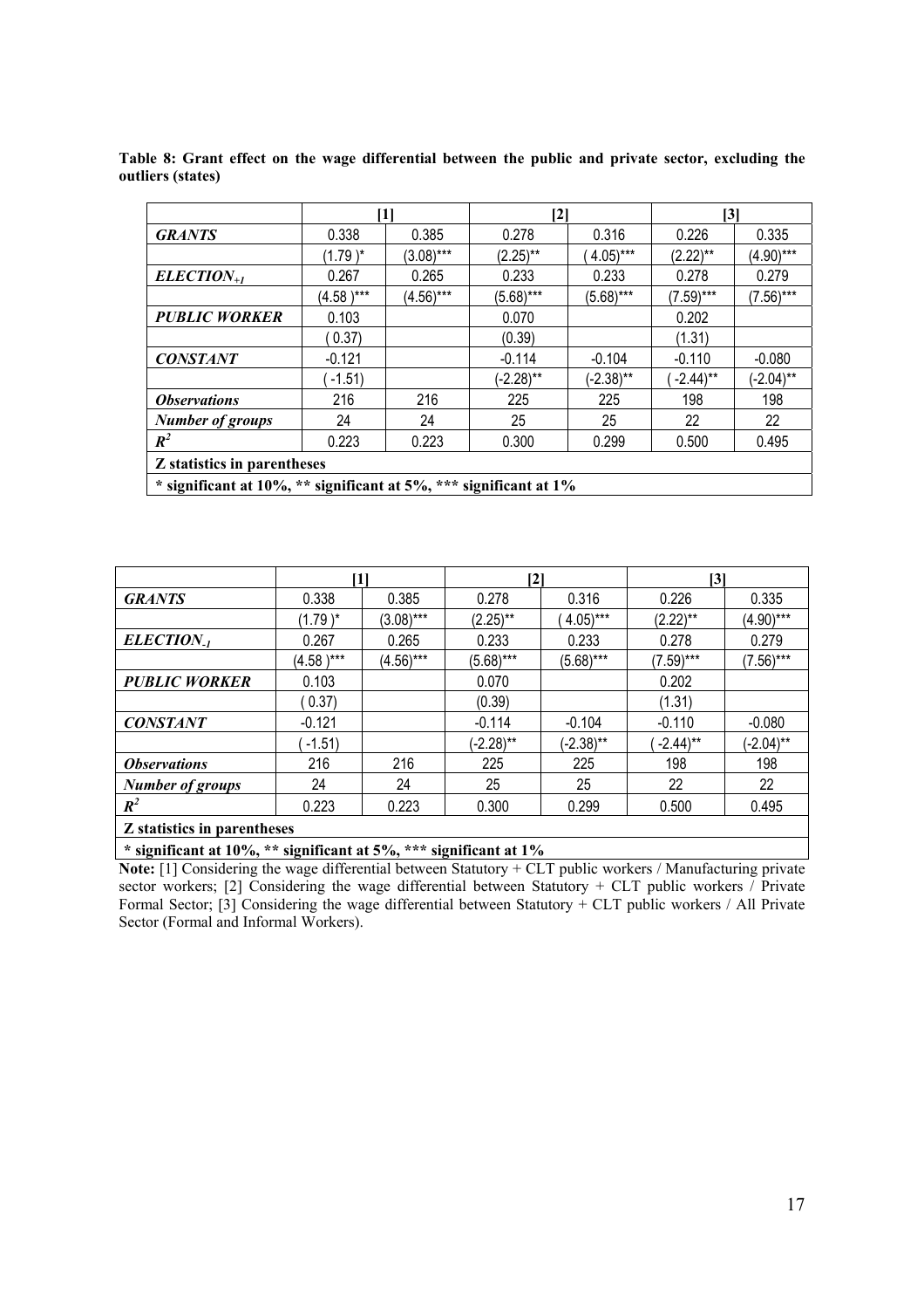**Table 8: Grant effect on the wage differential between the public and private sector, excluding the outliers (states)**

| | [1] | | [2] | | [3] | |
|---|---|---|---|---|---|---|
| ***GRANTS*** | 0.338 | 0.385 | 0.278 | 0.316 | 0.226 | 0.335 |
| | (1.79 )* | (3.08)*** | (2.25)** | ( 4.05)*** | (2.22)** | (4.90)*** |
| ***$ELECTION_{+1}$*** | 0.267 | 0.265 | 0.233 | 0.233 | 0.278 | 0.279 |
| | (4.58 )*** | (4.56)*** | (5.68)*** | (5.68)*** | (7.59)*** | (7.56)*** |
| ***PUBLIC WORKER*** | 0.103 | | 0.070 | | 0.202 | |
| | ( 0.37) | | (0.39) | | (1.31) | |
| ***CONSTANT*** | -0.121 | | -0.114 | -0.104 | -0.110 | -0.080 |
| | ( -1.51) | | (-2.28)** | (-2.38)** | ( -2.44)** | (-2.04)** |
| ***Observations*** | 216 | 216 | 225 | 225 | 198 | 198 |
| ***Number of groups*** | 24 | 24 | 25 | 25 | 22 | 22 |
| ***$R^2$*** | 0.223 | 0.223 | 0.300 | 0.299 | 0.500 | 0.495 |
| **Z statistics in parentheses** | | | | | | |
| *** significant at 10%, ** significant at 5%, *** significant at 1%** | | | | | | |

| | [1] | | [2] | | [3] | |
|---|---|---|---|---|---|---|
| ***GRANTS*** | 0.338 | 0.385 | 0.278 | 0.316 | 0.226 | 0.335 |
| | (1.79 )* | (3.08)*** | (2.25)** | ( 4.05)*** | (2.22)** | (4.90)*** |
| ***$ELECTION_{-1}$*** | 0.267 | 0.265 | 0.233 | 0.233 | 0.278 | 0.279 |
| | (4.58 )*** | (4.56)*** | (5.68)*** | (5.68)*** | (7.59)*** | (7.56)*** |
| ***PUBLIC WORKER*** | 0.103 | | 0.070 | | 0.202 | |
| | ( 0.37) | | (0.39) | | (1.31) | |
| ***CONSTANT*** | -0.121 | | -0.114 | -0.104 | -0.110 | -0.080 |
| | ( -1.51) | | (-2.28)** | (-2.38)** | ( -2.44)** | (-2.04)** |
| ***Observations*** | 216 | 216 | 225 | 225 | 198 | 198 |
| ***Number of groups*** | 24 | 24 | 25 | 25 | 22 | 22 |
| ***$R^2$*** | 0.223 | 0.223 | 0.300 | 0.299 | 0.500 | 0.495 |
| **Z statistics in parentheses** | | | | | | |
| *** significant at 10%, ** significant at 5%, *** significant at 1%** | | | | | | |

**Note:** [1] Considering the wage differential between Statutory + CLT public workers / Manufacturing private sector workers; [2] Considering the wage differential between Statutory + CLT public workers / Private Formal Sector; [3] Considering the wage differential between Statutory + CLT public workers / All Private Sector (Formal and Informal Workers).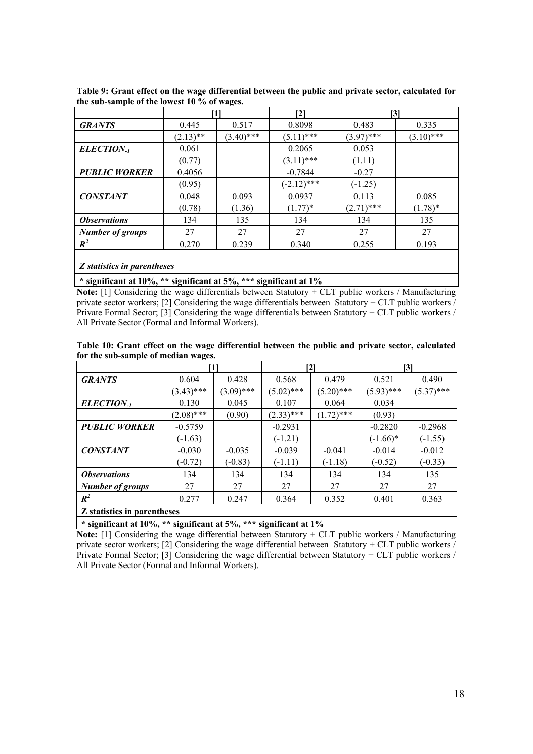**Table 9: Grant effect on the wage differential between the public and private sector, calculated for the sub-sample of the lowest 10 % of wages.**

| | [1] | | [2] | [3] | |
|---|---|---|---|---|---|
| ***GRANTS*** | 0.445 | 0.517 | 0.8098 | 0.483 | 0.335 |
| | (2.13)** | (3.40)*** | (5.11)*** | (3.97)*** | (3.10)*** |
| ***ELECTION$_{-1}$*** | 0.061 | | 0.2065 | 0.053 | |
| | (0.77) | | (3.11)*** | (1.11) | |
| ***PUBLIC WORKER*** | 0.4056 | | -0.7844 | -0.27 | |
| | (0.95) | | (-2.12)*** | (-1.25) | |
| ***CONSTANT*** | 0.048 | 0.093 | 0.0937 | 0.113 | 0.085 |
| | (0.78) | (1.36) | (1.77)* | (2.71)*** | (1.78)* |
| ***Observations*** | 134 | 135 | 134 | 134 | 135 |
| ***Number of groups*** | 27 | 27 | 27 | 27 | 27 |
| $R^2$ | 0.270 | 0.239 | 0.340 | 0.255 | 0.193 |

***Z statistics in parentheses***

**\* significant at 10%, \*\* significant at 5%, \*\*\* significant at 1%**

**Note:** [1] Considering the wage differentials between Statutory + CLT public workers / Manufacturing private sector workers; [2] Considering the wage differentials between Statutory + CLT public workers / Private Formal Sector; [3] Considering the wage differentials between Statutory + CLT public workers / All Private Sector (Formal and Informal Workers).

**Table 10: Grant effect on the wage differential between the public and private sector, calculated for the sub-sample of median wages.**

| | [1] | | [2] | | [3] | |
|---|---|---|---|---|---|---|
| ***GRANTS*** | 0.604 | 0.428 | 0.568 | 0.479 | 0.521 | 0.490 |
| | (3.43)*** | (3.09)*** | (5.02)*** | (5.20)*** | (5.93)*** | (5.37)*** |
| ***ELECTION$_{-1}$*** | 0.130 | 0.045 | 0.107 | 0.064 | 0.034 | |
| | (2.08)*** | (0.90) | (2.33)*** | (1.72)*** | (0.93) | |
| ***PUBLIC WORKER*** | -0.5759 | | -0.2931 | | -0.2820 | -0.2968 |
| | (-1.63) | | (-1.21) | | (-1.66)* | (-1.55) |
| ***CONSTANT*** | -0.030 | -0.035 | -0.039 | -0.041 | -0.014 | -0.012 |
| | (-0.72) | (-0.83) | (-1.11) | (-1.18) | (-0.52) | (-0.33) |
| ***Observations*** | 134 | 134 | 134 | 134 | 134 | 135 |
| ***Number of groups*** | 27 | 27 | 27 | 27 | 27 | 27 |
| $R^2$ | 0.277 | 0.247 | 0.364 | 0.352 | 0.401 | 0.363 |

**Z statistics in parentheses**

**\* significant at 10%, \*\* significant at 5%, \*\*\* significant at 1%**

**Note:** [1] Considering the wage differential between Statutory + CLT public workers / Manufacturing private sector workers; [2] Considering the wage differential between Statutory + CLT public workers / Private Formal Sector; [3] Considering the wage differential between Statutory + CLT public workers / All Private Sector (Formal and Informal Workers).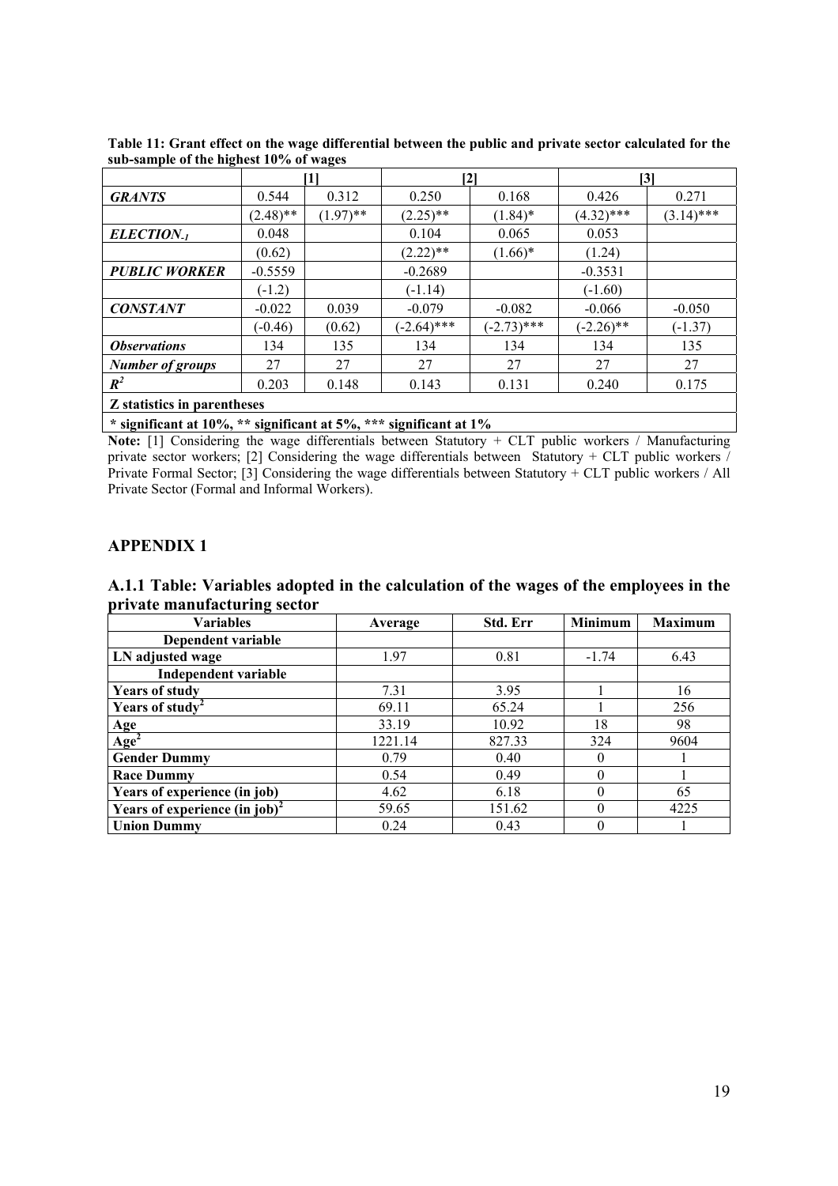**Table 11: Grant effect on the wage differential between the public and private sector calculated for the sub-sample of the highest 10% of wages**

| | [1] | | [2] | | [3] | |
|---|---|---|---|---|---|---|
| ***GRANTS*** | 0.544 | 0.312 | 0.250 | 0.168 | 0.426 | 0.271 |
| | (2.48)** | (1.97)** | (2.25)** | (1.84)* | (4.32)*** | (3.14)*** |
| ***ELECTION$_{-1}$*** | 0.048 | | 0.104 | 0.065 | 0.053 | |
| | (0.62) | | (2.22)** | (1.66)* | (1.24) | |
| ***PUBLIC WORKER*** | -0.5559 | | -0.2689 | | -0.3531 | |
| | (-1.2) | | (-1.14) | | (-1.60) | |
| ***CONSTANT*** | -0.022 | 0.039 | -0.079 | -0.082 | -0.066 | -0.050 |
| | (-0.46) | (0.62) | (-2.64)*** | (-2.73)*** | (-2.26)** | (-1.37) |
| ***Observations*** | 134 | 135 | 134 | 134 | 134 | 135 |
| ***Number of groups*** | 27 | 27 | 27 | 27 | 27 | 27 |
| ***$R^2$*** | 0.203 | 0.148 | 0.143 | 0.131 | 0.240 | 0.175 |

**Z statistics in parentheses**

**\* significant at 10%, \*\* significant at 5%, \*\*\* significant at 1%**

**Note:** [1] Considering the wage differentials between Statutory + CLT public workers / Manufacturing private sector workers; [2] Considering the wage differentials between Statutory + CLT public workers / Private Formal Sector; [3] Considering the wage differentials between Statutory + CLT public workers / All Private Sector (Formal and Informal Workers).

## APPENDIX 1

### A.1.1 Table: Variables adopted in the calculation of the wages of the employees in the private manufacturing sector

| Variables | Average | Std. Err | Minimum | Maximum |
|---|---|---|---|---|
| **Dependent variable** | | | | |
| **LN adjusted wage** | 1.97 | 0.81 | -1.74 | 6.43 |
| **Independent variable** | | | | |
| **Years of study** | 7.31 | 3.95 | 1 | 16 |
| **Years of study$^2$** | 69.11 | 65.24 | 1 | 256 |
| **Age** | 33.19 | 10.92 | 18 | 98 |
| **Age$^2$** | 1221.14 | 827.33 | 324 | 9604 |
| **Gender Dummy** | 0.79 | 0.40 | 0 | 1 |
| **Race Dummy** | 0.54 | 0.49 | 0 | 1 |
| **Years of experience (in job)** | 4.62 | 6.18 | 0 | 65 |
| **Years of experience (in job)$^2$** | 59.65 | 151.62 | 0 | 4225 |
| **Union Dummy** | 0.24 | 0.43 | 0 | 1 |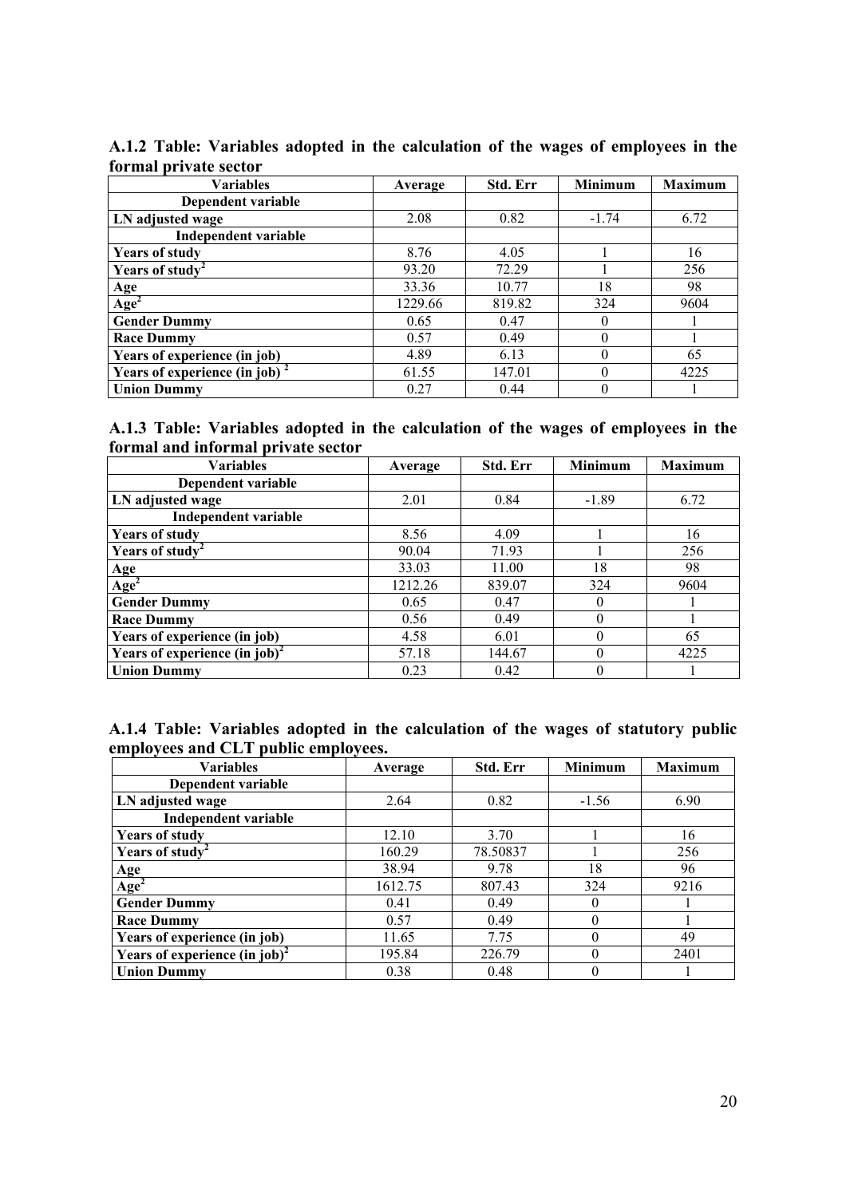**A.1.2 Table: Variables adopted in the calculation of the wages of employees in the formal private sector**

| Variables | Average | Std. Err | Minimum | Maximum |
|---|---|---|---|---|
| **Dependent variable** | | | | |
| **LN adjusted wage** | 2.08 | 0.82 | -1.74 | 6.72 |
| **Independent variable** | | | | |
| **Years of study** | 8.76 | 4.05 | 1 | 16 |
| **Years of study$^2$** | 93.20 | 72.29 | 1 | 256 |
| **Age** | 33.36 | 10.77 | 18 | 98 |
| **Age$^2$** | 1229.66 | 819.82 | 324 | 9604 |
| **Gender Dummy** | 0.65 | 0.47 | 0 | 1 |
| **Race Dummy** | 0.57 | 0.49 | 0 | 1 |
| **Years of experience (in job)** | 4.89 | 6.13 | 0 | 65 |
| **Years of experience (in job)$^2$** | 61.55 | 147.01 | 0 | 4225 |
| **Union Dummy** | 0.27 | 0.44 | 0 | 1 |

**A.1.3 Table: Variables adopted in the calculation of the wages of employees in the formal and informal private sector**

| Variables | Average | Std. Err | Minimum | Maximum |
|---|---|---|---|---|
| **Dependent variable** | | | | |
| **LN adjusted wage** | 2.01 | 0.84 | -1.89 | 6.72 |
| **Independent variable** | | | | |
| **Years of study** | 8.56 | 4.09 | 1 | 16 |
| **Years of study$^2$** | 90.04 | 71.93 | 1 | 256 |
| **Age** | 33.03 | 11.00 | 18 | 98 |
| **Age$^2$** | 1212.26 | 839.07 | 324 | 9604 |
| **Gender Dummy** | 0.65 | 0.47 | 0 | 1 |
| **Race Dummy** | 0.56 | 0.49 | 0 | 1 |
| **Years of experience (in job)** | 4.58 | 6.01 | 0 | 65 |
| **Years of experience (in job)$^2$** | 57.18 | 144.67 | 0 | 4225 |
| **Union Dummy** | 0.23 | 0.42 | 0 | 1 |

**A.1.4 Table: Variables adopted in the calculation of the wages of statutory public employees and CLT public employees.**

| Variables | Average | Std. Err | Minimum | Maximum |
|---|---|---|---|---|
| **Dependent variable** | | | | |
| **LN adjusted wage** | 2.64 | 0.82 | -1.56 | 6.90 |
| **Independent variable** | | | | |
| **Years of study** | 12.10 | 3.70 | 1 | 16 |
| **Years of study$^2$** | 160.29 | 78.50837 | 1 | 256 |
| **Age** | 38.94 | 9.78 | 18 | 96 |
| **Age$^2$** | 1612.75 | 807.43 | 324 | 9216 |
| **Gender Dummy** | 0.41 | 0.49 | 0 | 1 |
| **Race Dummy** | 0.57 | 0.49 | 0 | 1 |
| **Years of experience (in job)** | 11.65 | 7.75 | 0 | 49 |
| **Years of experience (in job)$^2$** | 195.84 | 226.79 | 0 | 2401 |
| **Union Dummy** | 0.38 | 0.48 | 0 | 1 |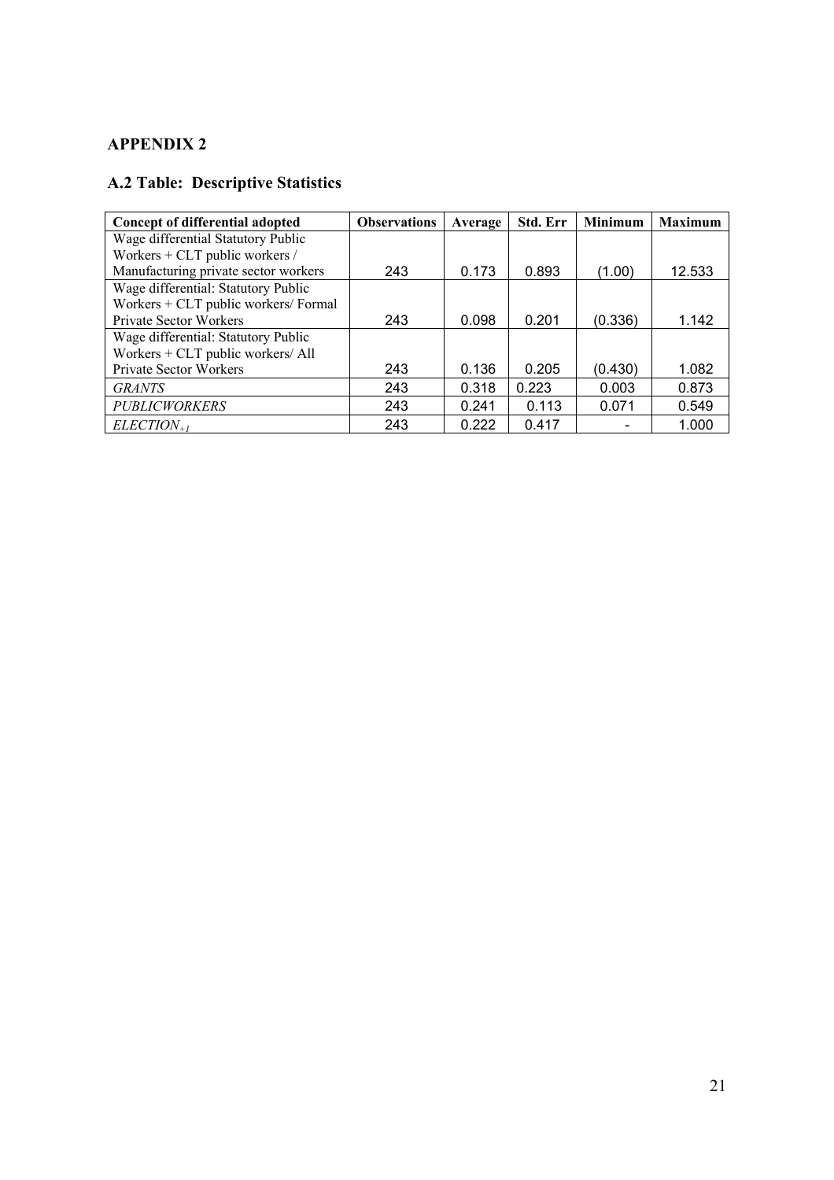## APPENDIX 2

### A.2 Table: Descriptive Statistics

| Concept of differential adopted | Observations | Average | Std. Err | Minimum | Maximum |
|---|---|---|---|---|---|
| Wage differential Statutory Public Workers + CLT public workers / Manufacturing private sector workers | 243 | 0.173 | 0.893 | (1.00) | 12.533 |
| Wage differential: Statutory Public Workers + CLT public workers/ Formal Private Sector Workers | 243 | 0.098 | 0.201 | (0.336) | 1.142 |
| Wage differential: Statutory Public Workers + CLT public workers/ All Private Sector Workers | 243 | 0.136 | 0.205 | (0.430) | 1.082 |
| *GRANTS* | 243 | 0.318 | 0.223 | 0.003 | 0.873 |
| *PUBLICWORKERS* | 243 | 0.241 | 0.113 | 0.071 | 0.549 |
| $ELECTION_{+1}$ | 243 | 0.222 | 0.417 | - | 1.000 |